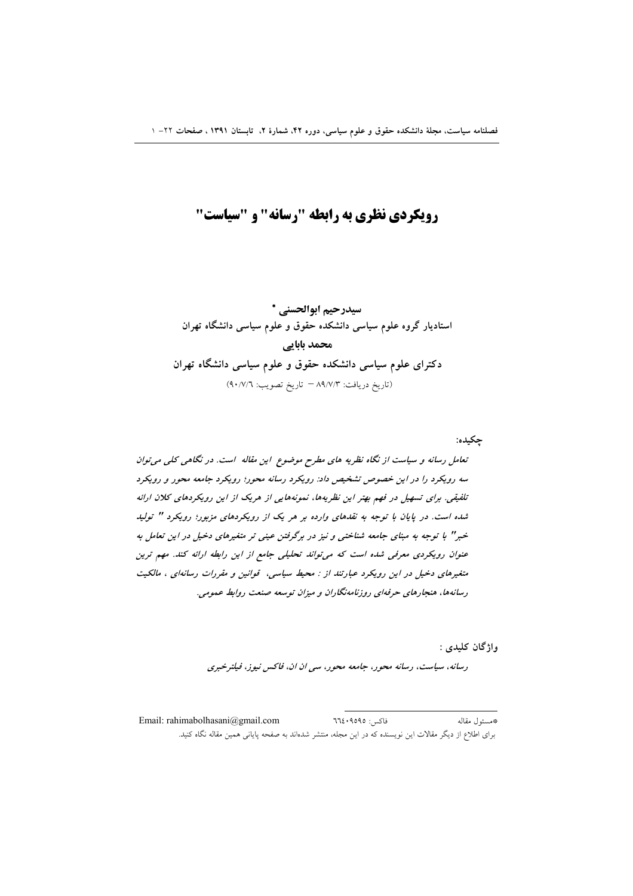# رویکردی نظری به رابطه "رسانه" و "سیاست"

**سیدرحیم ابوالحسنی \***
**استادیار گروه علوم سیاسی دانشکده حقوق و علوم سیاسی دانشگاه تهران**
**محمد بابایی**
**دکترای علوم سیاسی دانشکده حقوق و علوم سیاسی دانشگاه تهران**

(تاریخ دریافت: ۸۹/۷/۳ – تاریخ تصویب: ۹۰/۷/۶)

**چکیده:**

*تعامل رسانه و سیاست از نگاه نظریه های مطرح موضوع این مقاله است. در نگاهی کلی می‌توان سه رویکرد را در این خصوص تشخیص داد: رویکرد رسانه محور؛ رویکرد جامعه محور و رویکرد تلفیقی. برای تسهیل در فهم بهتر این نظریه‌ها، نمونه‌هایی از هریک از این رویکردهای کلان ارائه شده است. در پایان با توجه به نقدهای وارده بر هر یک از رویکردهای مزبور؛ رویکرد " تولید خبر" با توجه به مبنای جامعه شناختی و نیز در برگرفتن عینی تر متغیرهای دخیل در این تعامل به عنوان رویکردی معرفی شده است که می‌تواند تحلیلی جامع از این رابطه ارائه کند. مهم ترین متغیرهای دخیل در این رویکرد عبارتند از : محیط سیاسی، قوانین و مقررات رسانه‌ای ، مالکیت رسانه‌ها، هنجارهای حرفه‌ای روزنامه‌نگاران و میزان توسعه صنعت روابط عمومی.*

**واژگان کلیدی :**

*رسانه، سیاست، رسانه محور، جامعه محور، سی ان ان، فاکس نیوز، فیلترخبری*

---

\*مسئول مقاله    فاکس: ۶۶۴۰۹۵۹۵    Email: rahimabolhasani@gmail.com

برای اطلاع از دیگر مقالات این نویسنده که در این مجله، منتشر شده‌اند به صفحه پایانی همین مقاله نگاه کنید.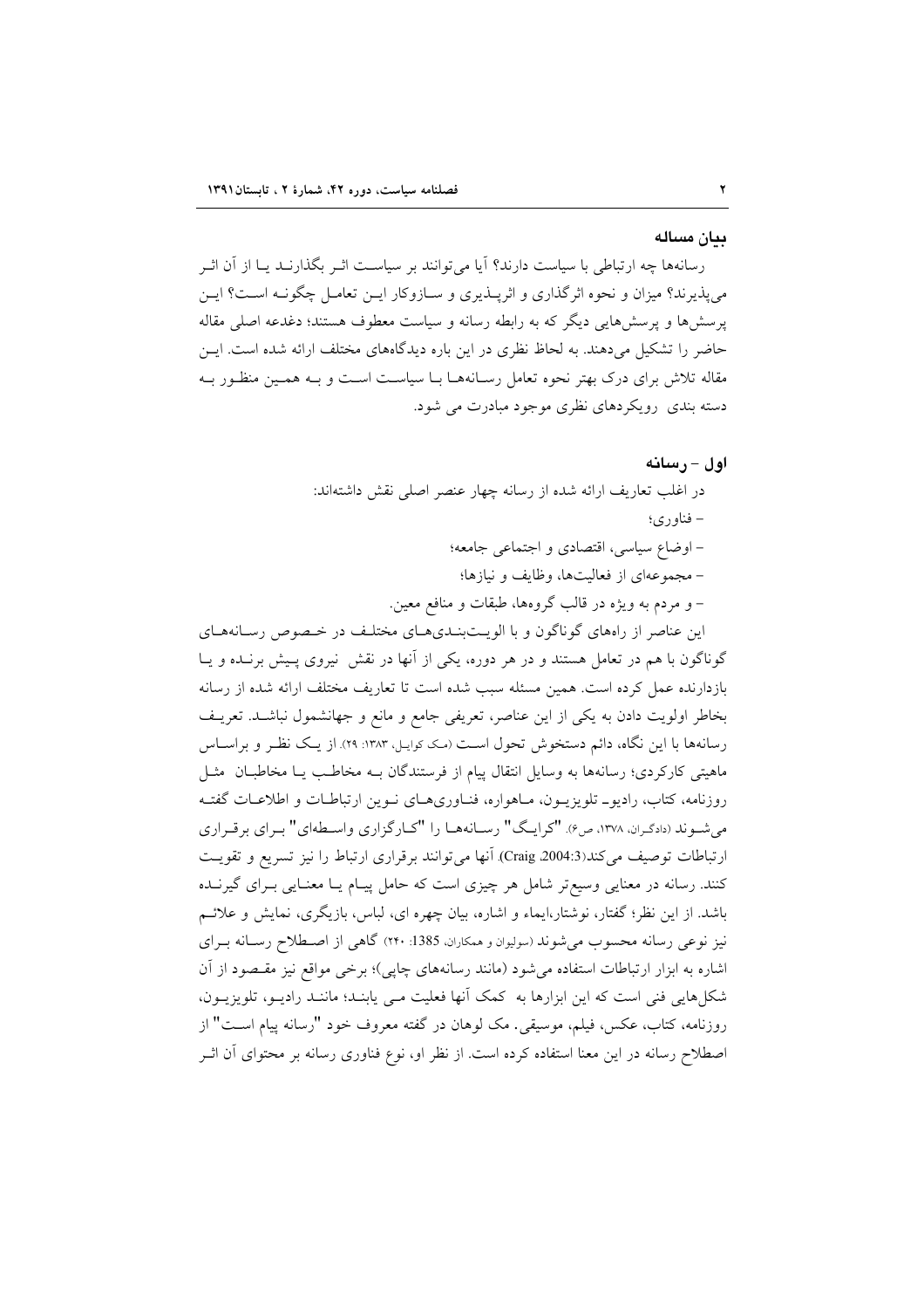## بیان مساله

رسانه‌ها چه ارتباطی با سیاست دارند؟ آیا می‌توانند بر سیاست اثر بگذارند یا از آن اثر می‌پذیرند؟ میزان و نحوه اثرگذاری و اثرپذیری و سازوکار این تعامل چگونه است؟ این پرسش‌ها و پرسش‌هایی دیگر که به رابطه رسانه و سیاست معطوف هستند؛ دغدغه اصلی مقاله حاضر را تشکیل می‌دهند. به لحاظ نظری در این باره دیدگاه‌های مختلف ارائه شده است. این مقاله تلاش برای درک بهتر نحوه تعامل رسانه‌ها با سیاست است و به همین منظور به دسته بندی رویکردهای نظری موجود مبادرت می شود.

## اول – رسانه

در اغلب تعاریف ارائه شده از رسانه چهار عنصر اصلی نقش داشته‌اند:

– فناوری؛

– اوضاع سیاسی، اقتصادی و اجتماعی جامعه؛

– مجموعه‌ای از فعالیت‌ها، وظایف و نیازها؛

– و مردم به ویژه در قالب گروه‌ها، طبقات و منافع معین.

این عناصر از راه‌های گوناگون و با الویت‌بندی‌های مختلف در خصوص رسانه‌های گوناگون با هم در تعامل هستند و در هر دوره، یکی از آنها در نقش نیروی پیش برنده و یا بازدارنده عمل کرده است. همین مسئله سبب شده است تا تعاریف مختلف ارائه شده از رسانه بخاطر اولویت دادن به یکی از این عناصر، تعریفی جامع و مانع و جهانشمول نباشد. تعریف رسانه‌ها با این نگاه، دائم دستخوش تحول است (مک کوایل، ۱۳۸۳: ۲۹). از یک نظر و براساس ماهیتی کارکردی؛ رسانه‌ها به وسایل انتقال پیام از فرستندگان به مخاطب یا مخاطبان مثل روزنامه، کتاب، رادیو_ تلویزیون، ماهواره، فناوری‌های نوین ارتباطات و اطلاعات گفته می‌شوند (دادگران، ۱۳۷۸، ص۶). "کرایگ" رسانه‌ها را "کارگزاری واسطه‌ای" برای برقراری ارتباطات توصیف می‌کند(Craig ،2004:3). آنها می‌توانند برقراری ارتباط را نیز تسریع و تقویت کنند. رسانه در معنایی وسیع‌تر شامل هر چیزی است که حامل پیام یا معنایی برای گیرنده باشد. از این نظر؛ گفتار، نوشتار،ایماء و اشاره، بیان چهره ای، لباس، بازیگری، نمایش و علائم نیز نوعی رسانه محسوب می‌شوند (سولیوان و همکاران، 1385: ۲۴۰) گاهی از اصطلاح رسانه برای اشاره به ابزار ارتباطات استفاده می‌شود (مانند رسانه‌های چاپی)؛ برخی مواقع نیز مقصود از آن شکل‌هایی فنی است که این ابزارها به کمک آنها فعلیت می یابند؛ مانند رادیو، تلویزیون، روزنامه، کتاب، عکس، فیلم، موسیقی. مک لوهان در گفته معروف خود "رسانه پیام است" از اصطلاح رسانه در این معنا استفاده کرده است. از نظر او، نوع فناوری رسانه بر محتوای آن اثر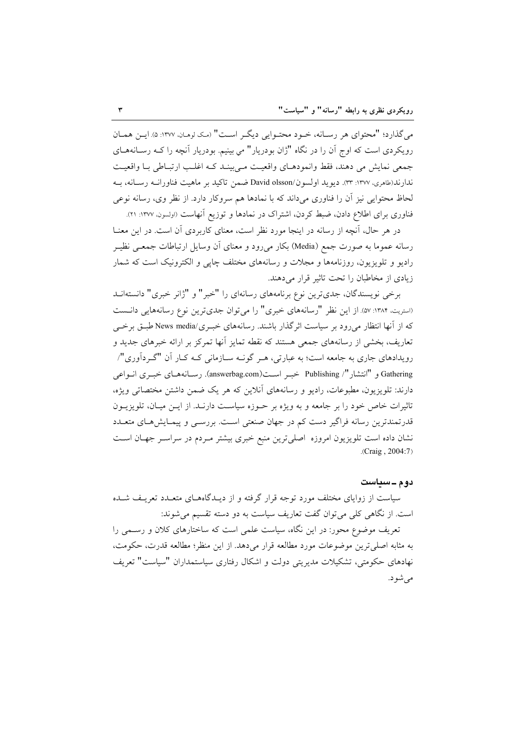می‌گذارد؛ "محتوای هر رسانه، خود محتوایی دیگر است" (مک لوهان، ۱۳۷۷: ۵). این همان رویکردی است که اوج آن را در نگاه "ژان بودریار" مي بینیم. بودریار آنچه را که رسانه‌های جمعی نمایش می دهند، فقط وانمودهای واقعیت می‌بیند که اغلب ارتباطی با واقعیت ندارند(طاهری، ۱۳۷۷: ۳۳). دیوید اولسون/David olsson ضمن تاکید بر ماهیت فناورانه رسانه، به لحاظ محتوایی نیز آن را فناوری می‌داند که با نمادها هم سروکار دارد. از نظر وی، رسانه نوعی فناوری برای اطلاع دادن، ضبط کردن، اشتراک در نمادها و توزیع آنهاست (اولسون، ۱۳۷۷: ۲۱).

در هر حال، آنچه از رسانه در اینجا مورد نظر است، معنای کاربردی آن است. در این معنا رسانه عموما به صورت جمع (Media) بکار می‌رود و معنای آن وسایل ارتباطات جمعی نظیر رادیو و تلویزیون، روزنامه‌ها و مجلات و رسانه‌های مختلف چاپی و الکترونیک است که شمار زیادی از مخاطبان را تحت تاثیر قرار می‌دهند.

برخی نویسندگان، جدی‌ترین نوع برنامه‌های رسانه‌ای را "خبر" و "ژانر خبری" دانسته‌اند (استریت، ۱۳۸۴: ۵۷). از این نظر "رسانه‌های خبری" را می‌توان جدی‌ترین نوع رسانه‌هایی دانست که از آنها انتظار می‌رود بر سیاست اثرگذار باشند. رسانه‌های خبری/News media طبق برخی تعاریف، بخشی از رسانه‌های جمعی هستند که نقطه تمایز آنها تمرکز بر ارائه خبرهای جدید و رویدادهای جاری به جامعه است؛ به عبارتی، هر گونه سازمانی که کار آن "گردآوری"/ Gathering و "انتشار"/ Publishing خبر است(answerbag.com). رسانه‌های خبری انواعی دارند: تلویزیون، مطبوعات، رادیو و رسانه‌های آنلاین که هر یک ضمن داشتن مختصاتی ویژه، تاثیرات خاص خود را بر جامعه و به ویژه بر حوزه سیاست دارند. از این میان، تلویزیون قدرتمندترین رسانه فراگیر دست کم در جهان صنعتی است. بررسی و پیمایش‌های متعدد نشان داده است تلویزیون امروزه اصلی‌ترین منبع خبری بیشتر مردم در سراسر جهان است (Craig , 2004:7).

### دوم ـ سیاست

سیاست از زوایای مختلف مورد توجه قرار گرفته و از دیدگاه‌های متعدد تعریف شده است. از نگاهی کلی می‌توان گفت تعاریف سیاست به دو دسته تقسیم می‌شوند:

تعریف موضوع محور: در این نگاه، سیاست علمی است که ساختارهای کلان و رسمی را به مثابه اصلی‌ترین موضوعات مورد مطالعه قرار می‌دهد. از این منظر؛ مطالعه قدرت، حکومت، نهادهای حکومتی، تشکیلات مدیریتی دولت و اشکال رفتاری سیاستمداران "سیاست" تعریف می‌شود.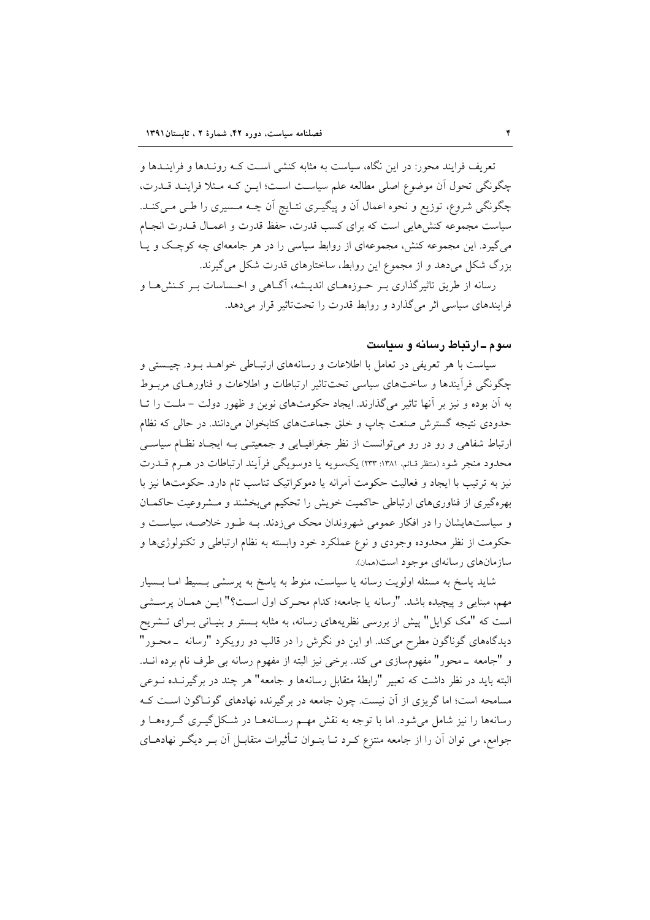تعریف فرایند محور: در این نگاه، سیاست به مثابه کنشی است که روندها و فرایندها و چگونگی تحول آن موضوع اصلی مطالعه علم سیاست است؛ این که مثلا فرایند قدرت، چگونگی شروع، توزیع و نحوه اعمال آن و پیگیری نتایج آن چه مسیری را طی می‌کند. سیاست مجموعه کنش‌هایی است که برای کسب قدرت، حفظ قدرت و اعمال قدرت انجام می‌گیرد. این مجموعه کنش، مجموعه‌ای از روابط سیاسی را در هر جامعه‌ای چه کوچک و یا بزرگ شکل می‌دهد و از مجموع این روابط، ساختارهای قدرت شکل می‌گیرند.

رسانه از طریق تاثیرگذاری بر حوزه‌های اندیشه، آگاهی و احساسات بر کنش‌ها و فرایندهای سیاسی اثر می‌گذارد و روابط قدرت را تحت‌تاثیر قرار می‌دهد.

## سوم ـ ارتباط رسانه و سیاست

سیاست با هر تعریفی در تعامل با اطلاعات و رسانه‌های ارتباطی خواهد بود. چیستی و چگونگی فرآیندها و ساخت‌های سیاسی تحت‌تاثیر ارتباطات و اطلاعات و فناورهای مربوط به آن بوده و نیز بر آنها تاثیر می‌گذارند. ایجاد حکومت‌های نوین و ظهور دولت - ملت را تا حدودی نتیجه گسترش صنعت چاپ و خلق جماعت‌های کتابخوان می‌دانند. در حالی که نظام ارتباط شفاهی و رو در رو می‌توانست از نظر جغرافیایی و جمعیتی به ایجاد نظام سیاسی محدود منجر شود (منتظر قائم، ۱۳۸۱: ۲۳۳) یک‌سویه یا دوسویگی فرآیند ارتباطات در هرم قدرت نیز به ترتیب با ایجاد و فعالیت حکومت آمرانه یا دموکراتیک تناسب تام دارد. حکومت‌ها نیز با بهره‌گیری از فناوری‌های ارتباطی حاکمیت خویش را تحکیم می‌بخشند و مشروعیت حاکمان و سیاست‌هایشان را در افکار عمومی شهروندان محک می‌زنند. به طور خلاصه، سیاست و حکومت از نظر محدوده وجودی و نوع عملکرد خود وابسته به نظام ارتباطی و تکنولوژی‌ها و سازمان‌های رسانه‌ای موجود است(همان).

شاید پاسخ به مسئله اولویت رسانه یا سیاست، منوط به پاسخ به پرسشی بسیط اما بسیار مهم، مبنایی و پیچیده باشد. "رسانه یا جامعه؛ کدام محرک اول است؟" این همان پرسشی است که "مک کوایل" پیش از بررسی نظریه‌های رسانه، به مثابه بستر و بنیانی برای تشریح دیدگاه‌های گوناگون مطرح می‌کند. او این دو نگرش را در قالب دو رویکرد "رسانه ـ محور" و "جامعه ـ محور" مفهوم‌سازی می کند. برخی نیز البته از مفهوم رسانه بی طرف نام برده اند. البته باید در نظر داشت که تعبیر "رابطهٔ متقابل رسانه‌ها و جامعه" هر چند در برگیرنده نوعی مسامحه است؛ اما گریزی از آن نیست. چون جامعه در برگیرنده نهادهای گوناگون است که رسانه‌ها را نیز شامل می‌شود. اما با توجه به نقش مهم رسانه‌ها در شکل‌گیری گروه‌ها و جوامع، می توان آن را از جامعه منتزع کرد تا بتوان تأثیرات متقابل آن بر دیگر نهادهای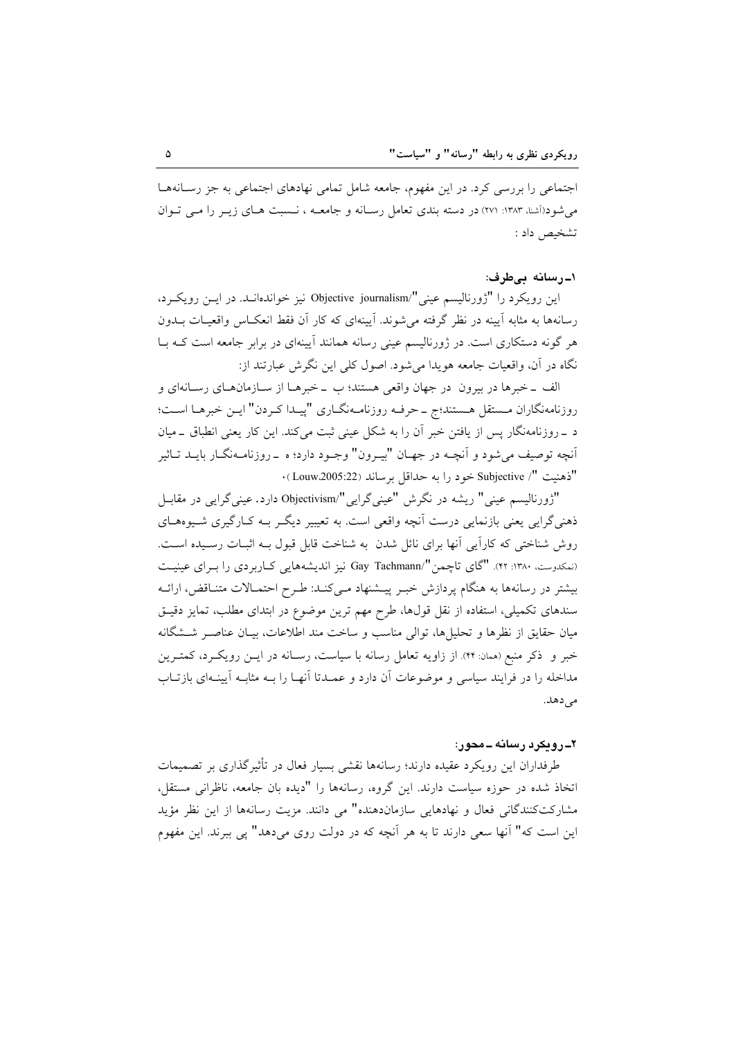اجتماعی را بررسی کرد. در این مفهوم، جامعه شامل تمامی نهادهای اجتماعی به جز رسانه‌ها می‌شود(آشنا، ۱۳۸۳: ۲۷۱) در دسته بندی تعامل رسانه و جامعه ، نسبت های زیر را می توان تشخیص داد :

### ۱ـ رسانه بی‌طرف:

این رویکرد را "ژورنالیسم عینی"/Objective journalism نیز خوانده‌اند. در این رویکرد، رسانه‌ها به مثابه آیینه در نظر گرفته می‌شوند. آیینه‌ای که کار آن فقط انعکاس واقعیات بدون هر گونه دستکاری است. در ژورنالیسم عینی رسانه همانند آیینه‌ای در برابر جامعه است که با نگاه در آن، واقعیات جامعه هویدا می‌شود. اصول کلی این نگرش عبارتند از:

الف ـ خبرها در بیرون در جهان واقعی هستند؛ ب ـ خبرها از سازمان‌های رسانه‌ای و روزنامه‌نگاران مستقل هستند؛ج ـ حرفه روزنامه‌نگاری "پیدا کردن" این خبرها است؛ د ـ روزنامه‌نگار پس از یافتن خبر آن را به شکل عینی ثبت می‌کند. این کار یعنی انطباق ـ میان آنچه توصیف می‌شود و آنچه در جهان "بیرون" وجود دارد؛ ه ـ روزنامه‌نگار باید تاثیر "ذهنیت "/ Subjective خود را به حداقل برساند (Louw,2005:22 ).

"ژورنالیسم عینی" ریشه در نگرش "عینی‌گرایی"/Objectivism دارد. عینی‌گرایی در مقابل ذهنی‌گرایی یعنی بازنمایی درست آنچه واقعی است. به تعبیر دیگر به کارگیری شیوه‌های روش شناختی که کارآیی آنها برای نائل شدن به شناخت قابل قبول به اثبات رسیده است. (نمکدوست، ۱۳۸۰: ۴۲). "گای تاچمن"/Gay Tachmann نیز اندیشه‌هایی کاربردی را برای عینیت بیشتر در رسانه‌ها به هنگام پردازش خبر پیشنهاد می‌کند: طرح احتمالات متناقض، ارائه سندهای تکمیلی، استفاده از نقل قول‌ها، طرح مهم ترین موضوع در ابتدای مطلب، تمایز دقیق میان حقایق از نظرها و تحلیل‌ها، توالی مناسب و ساخت مند اطلاعات، بیان عناصر ششگانه خبر و ذکر منبع (همان: ۴۴). از زاویه تعامل رسانه با سیاست، رسانه در این رویکرد، کمترین مداخله را در فرایند سیاسی و موضوعات آن دارد و عمدتا آنها را به مثابه آیینه‌ای بازتاب می‌دهد.

### ۲ـ رویکرد رسانه ـ محور:

طرفداران این رویکرد عقیده دارند؛ رسانه‌ها نقشی بسیار فعال در تأثیرگذاری بر تصمیمات اتخاذ شده در حوزه سیاست دارند. این گروه، رسانه‌ها را "دیده بان جامعه، ناظرانی مستقل، مشارکت‌کنندگانی فعال و نهادهایی سازمان‌دهنده" می دانند. مزیت رسانه‌ها از این نظر مؤید این است که" آنها سعی دارند تا به هر آنچه که در دولت روی می‌دهد" پی ببرند. این مفهوم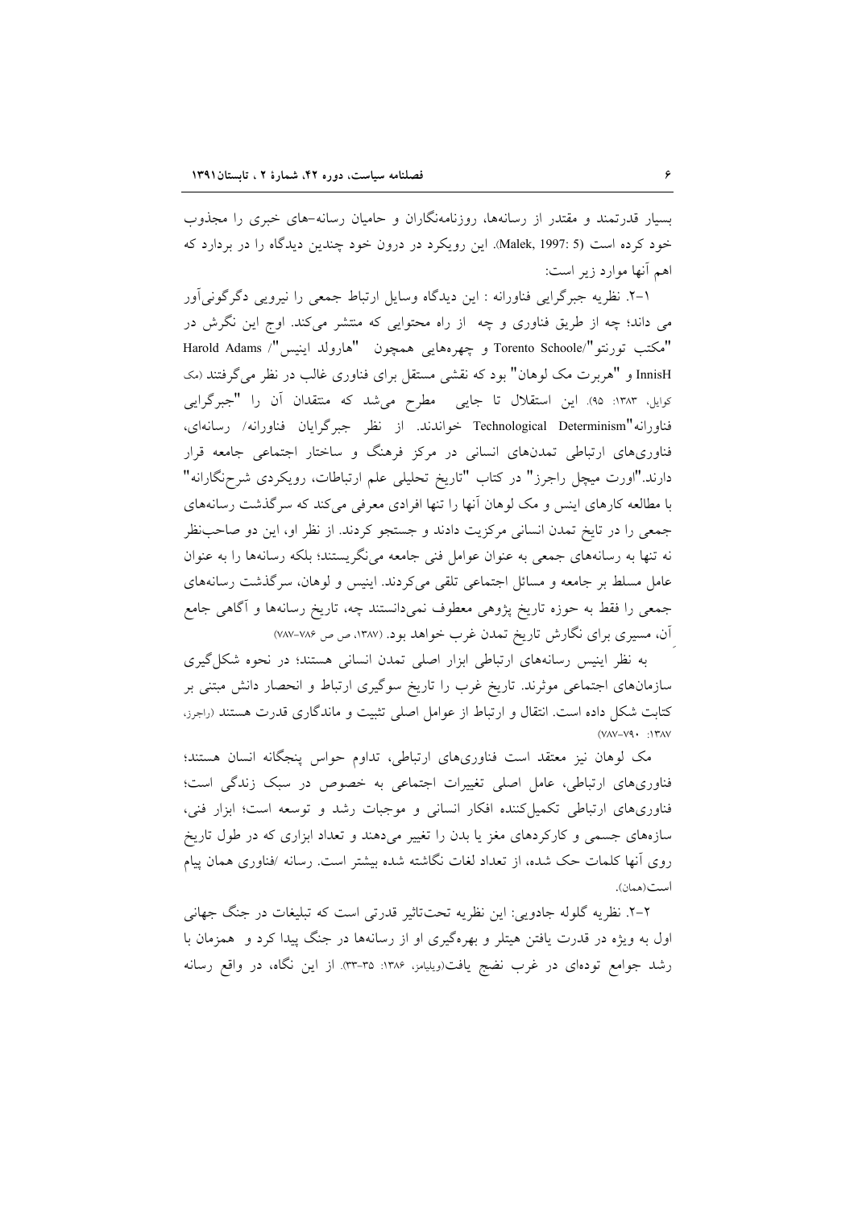بسیار قدرتمند و مقتدر از رسانه‌ها، روزنامه‌نگاران و حامیان رسانه–های خبری را مجذوب خود کرده است (Malek, 1997: 5). این رویکرد در درون خود چندین دیدگاه را در بردارد که اهم آنها موارد زیر است:

۱–۲. نظریه جبرگرایی فناورانه : این دیدگاه وسایل ارتباط جمعی را نیرویی دگرگونی‌آور می داند؛ چه از طریق فناوری و چه از راه محتوایی که منتشر می‌کند. اوج این نگرش در "مکتب تورنتو"/Torento Schoole و چهره‌هایی همچون "هارولد اینیس"/ Harold Adams InnisH و "هربرت مک لوهان" بود که نقشی مستقل برای فناوری غالب در نظر می‌گرفتند (مک کوایل، ۱۳۸۳: ۹۵). این استقلال تا جایی مطرح می‌شد که منتقدان آن را "جبرگرایی فناورانه"Technological Determinism خواندند. از نظر جبرگرایان فناورانه/ رسانه‌ای، فناوری‌های ارتباطی تمدن‌های انسانی در مرکز فرهنگ و ساختار اجتماعی جامعه قرار دارند."اورت میچل راجرز" در کتاب "تاریخ تحلیلی علم ارتباطات، رویکردی شرح‌نگارانه" با مطالعه کارهای اینس و مک لوهان آنها را تنها افرادی معرفی می‌کند که سرگذشت رسانه‌های جمعی را در تایخ تمدن انسانی مرکزیت دادند و جستجو کردند. از نظر او، این دو صاحب‌نظر نه تنها به رسانه‌های جمعی به عنوان عوامل فنی جامعه می‌نگریستند؛ بلکه رسانه‌ها را به عنوان عامل مسلط بر جامعه و مسائل اجتماعی تلقی می‌کردند. اینیس و لوهان، سرگذشت رسانه‌های جمعی را فقط به حوزه تاریخ پژوهی معطوف نمی‌دانستند چه، تاریخ رسانه‌ها و آگاهی جامع آن، مسیری برای نگارش تاریخ تمدن غرب خواهد بود. (۱۳۸۷، ص ص ۷۸۶–۷۸۷)

به نظر اینیس رسانه‌های ارتباطی ابزار اصلی تمدن انسانی هستند؛ در نحوه شکل‌گیری سازمان‌های اجتماعی موثرند. تاریخ غرب را تاریخ سوگیری ارتباط و انحصار دانش مبتنی بر کتابت شکل داده است. انتقال و ارتباط از عوامل اصلی تثبیت و ماندگاری قدرت هستند (راجرز، ۱۳۸۷: ۷۹۰–۷۸۷)

مک لوهان نیز معتقد است فناوری‌های ارتباطی، تداوم حواس پنجگانه انسان هستند؛ فناوری‌های ارتباطی، عامل اصلی تغییرات اجتماعی به خصوص در سبک زندگی است؛ فناوری‌های ارتباطی تکمیل‌کننده افکار انسانی و موجبات رشد و توسعه است؛ ابزار فنی، سازه‌های جسمی و کارکردهای مغز یا بدن را تغییر می‌دهند و تعداد ابزاری که در طول تاریخ روی آنها کلمات حک شده، از تعداد لغات نگاشته شده بیشتر است. رسانه /فناوری همان پیام است(همان).

۲–۲. نظریه گلوله جادویی: این نظریه تحت‌تاثیر قدرتی است که تبلیغات در جنگ جهانی اول به ویژه در قدرت یافتن هیتلر و بهره‌گیری او از رسانه‌ها در جنگ پیدا کرد و همزمان با رشد جوامع توده‌ای در غرب نضج یافت(ویلیامز، ۱۳۸۶: ۳۵-۳۳). از این نگاه، در واقع رسانه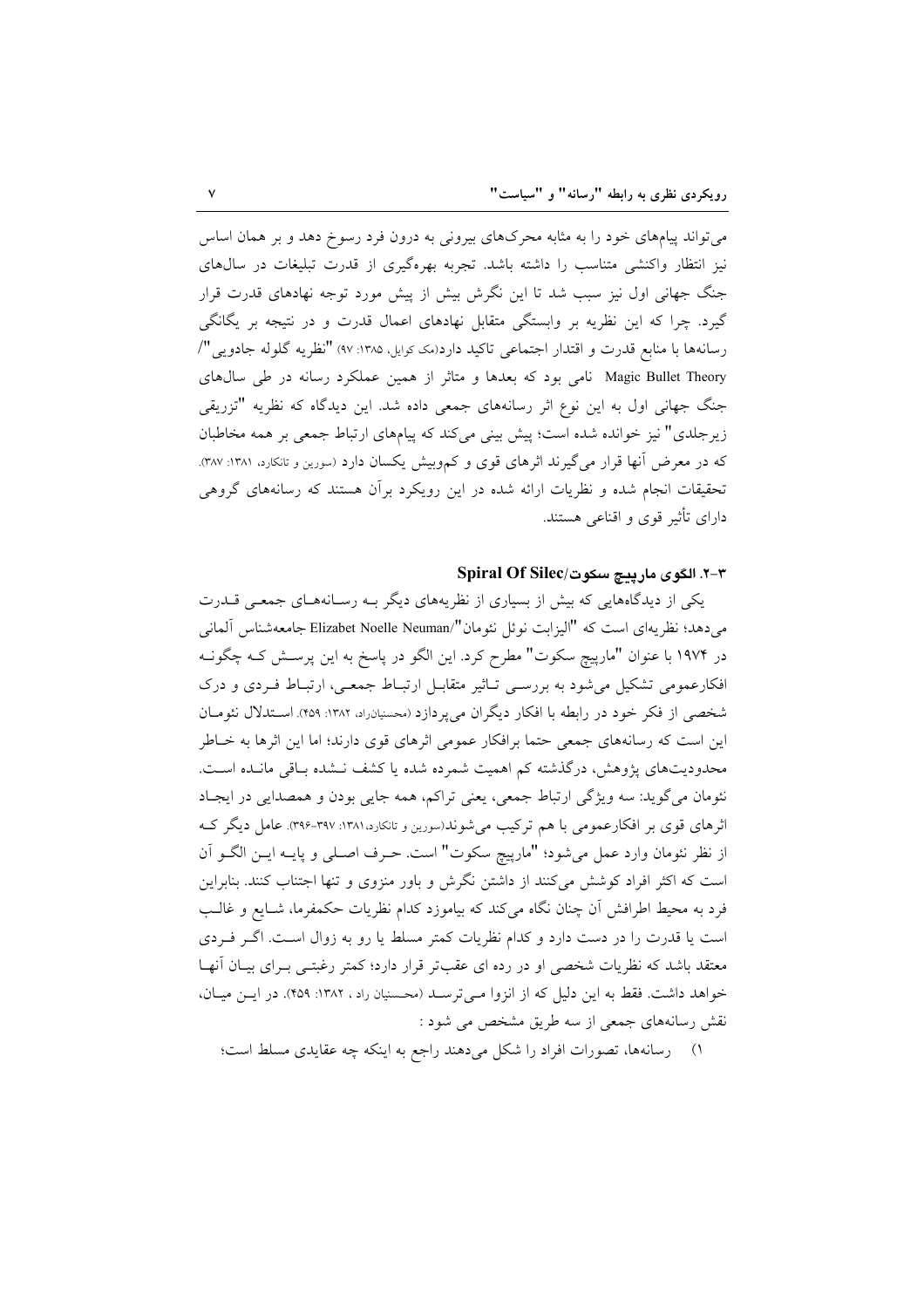می‌تواند پیام‌های خود را به مثابه محرک‌های بیرونی به درون فرد رسوخ دهد و بر همان اساس نیز انتظار واکنشی متناسب را داشته باشد. تجربه بهره‌گیری از قدرت تبلیغات در سال‌های جنگ جهانی اول نیز سبب شد تا این نگرش بیش از پیش مورد توجه نهادهای قدرت قرار گیرد. چرا که این نظریه بر وابستگی متقابل نهادهای اعمال قدرت و در نتیجه بر یگانگی رسانه‌ها با منابع قدرت و اقتدار اجتماعی تاکید دارد(مک کوایل، ۱۳۸۵: ۹۷) "نظریه گلوله جادویی"/ Magic Bullet Theory نامی بود که بعدها و متاثر از همین عملکرد رسانه در طی سال‌های جنگ جهانی اول به این نوع اثر رسانه‌های جمعی داده شد. این دیدگاه که نظریه "تزریقی زیرجلدی" نیز خوانده شده است؛ پیش بینی می‌کند که پیام‌های ارتباط جمعی بر همه مخاطبان که در معرض آنها قرار می‌گیرند اثرهای قوی و کم‌وبیش یکسان دارد (سورین و تانکارد، ۱۳۸۱: ۳۸۷). تحقیقات انجام شده و نظریات ارائه شده در این رویکرد برآن هستند که رسانه‌های گروهی دارای تأثیر قوی و اقناعی هستند.

### ۳-۲. الگوی مارپیچ سکوت/Spiral Of Silec

یکی از دیدگاه‌هایی که بیش از بسیاری از نظریه‌های دیگر بـه رسـانه‌هـای جمعـی قـدرت می‌دهد؛ نظریه‌ای است که "الیزابت نوئل نئومان"/Elizabet Noelle Neuman جامعه‌شناس آلمانی در ۱۹۷۴ با عنوان "مارپیچ سکوت" مطرح کرد. این الگو در پاسخ به این پرسـش کـه چگونـه افکارعمومی تشکیل می‌شود به بررسـی تـاثیر متقابـل ارتبـاط جمعـی، ارتبـاط فـردی و درک شخصی از فکر خود در رابطه با افکار دیگران می‌پردازد (محسنیان‌راد، ۱۳۸۲: ۴۵۹). اسـتدلال نئومـان این است که رسانه‌های جمعی حتما برافکار عمومی اثرهای قوی دارند؛ اما این اثرها به خـاطر محدودیت‌های پژوهش، درگذشته کم اهمیت شمرده شده یا کشف نـشده بـاقی مانـده اسـت. نئومان می‌گوید: سه ویژگی ارتباط جمعی، یعنی تراکم، همه جایی بودن و همصدایی در ایجـاد اثرهای قوی بر افکارعمومی با هم ترکیب می‌شوند(سورین و تانکارد، ۱۳۸۱: ۳۹۷-۳۹۶). عامل دیگر کـه از نظر نئومان وارد عمل می‌شود؛ "مارپیچ سکوت" است. حـرف اصـلی و پایـه ایـن الگـو آن است که اکثر افراد کوشش می‌کنند از داشتن نگرش و باور منزوی و تنها اجتناب کنند. بنابراین فرد به محیط اطرافش آن چنان نگاه می‌کند که بیاموزد کدام نظریات حکمفرما، شـایع و غالـب است یا قدرت را در دست دارد و کدام نظریات کمتر مسلط یا رو به زوال اسـت. اگـر فـردی معتقد باشد که نظریات شخصی او در رده ای عقب‌تر قرار دارد؛ کمتر رغبتـی بـرای بیـان آنهـا خواهد داشت. فقط به این دلیل که از انزوا مـی‌ترسـد (محـسنیان راد ، ۱۳۸۲: ۴۵۹). در ایـن میـان، نقش رسانه‌های جمعی از سه طریق مشخص می شود :

۱) رسانه‌ها، تصورات افراد را شکل می‌دهند راجع به اینکه چه عقایدی مسلط است؛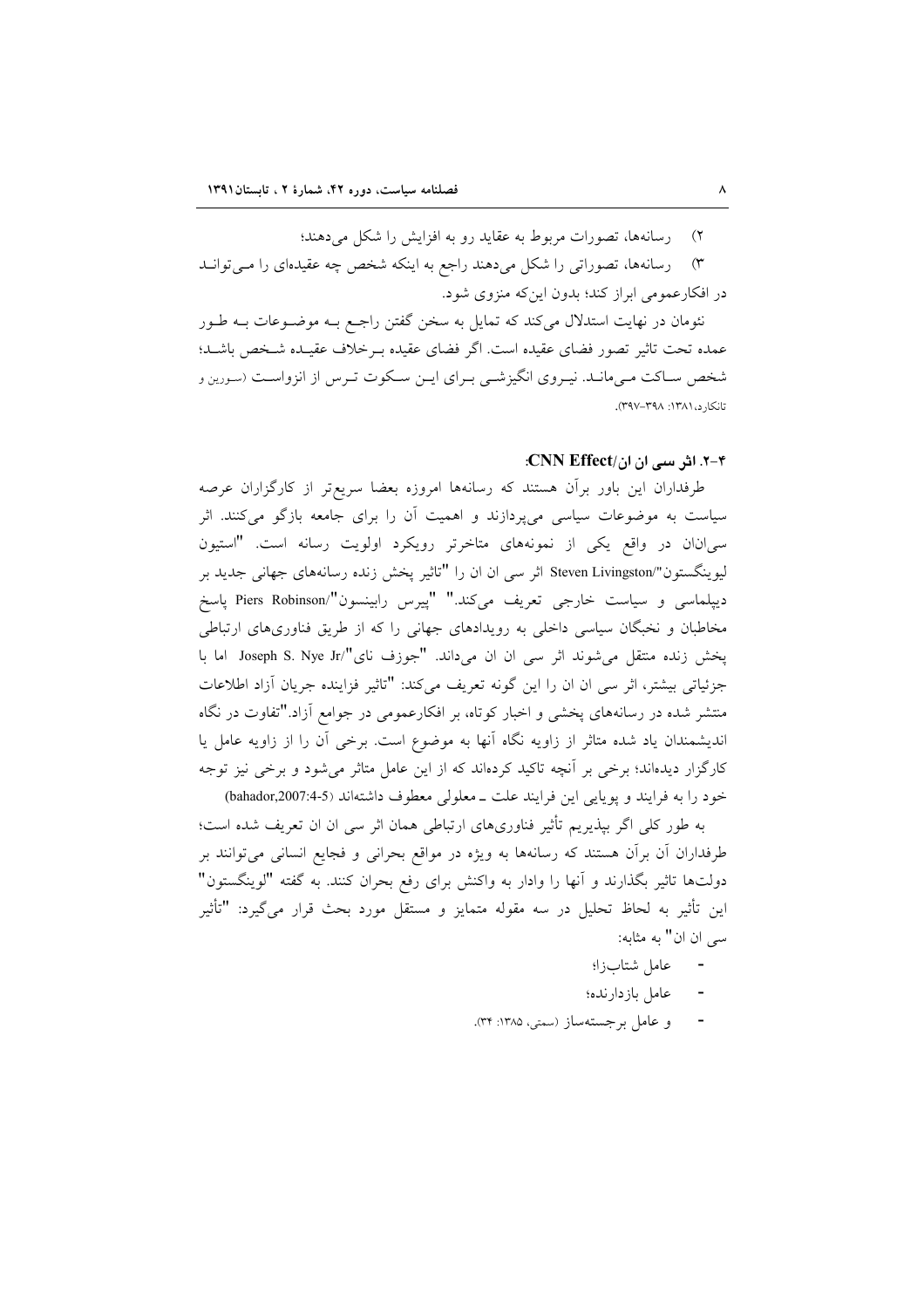۲) رسانه‌ها، تصورات مربوط به عقاید رو به افزایش را شکل می‌دهند؛

۳) رسانه‌ها، تصوراتی را شکل می‌دهند راجع به اینکه شخص چه عقیده‌ای را می‌تواند در افکارعمومی ابراز کند؛ بدون این‌که منزوی شود.

نئومان در نهایت استدلال می‌کند که تمایل به سخن گفتن راجع به موضوعات به طور عمده تحت تاثیر تصور فضای عقیده است. اگر فضای عقیده برخلاف عقیده شخص باشد؛ شخص ساکت می‌ماند. نیروی انگیزشی برای این سکوت ترس از انزواست (سورین و تانکارد،۱۳۸۱: ۳۹۸-۳۹۷).

### ۲-۴. اثر سی ان ان/CNN Effect:

طرفداران این باور برآن هستند که رسانه‌ها امروزه بعضا سریع‌تر از کارگزاران عرصه سیاست به موضوعات سیاسی می‌پردازند و اهمیت آن را برای جامعه بازگو می‌کنند. اثر سی‌ان‌ان در واقع یکی از نمونه‌های متاخرتر رویکرد اولویت رسانه است. "استیون لیوینگستون"/Steven Livingston اثر سی ان ان را "تاثیر پخش زنده رسانه‌های جهانی جدید بر دیپلماسی و سیاست خارجی تعریف می‌کند." "پیرس رابینسون"/Piers Robinson پاسخ مخاطبان و نخبگان سیاسی داخلی به رویدادهای جهانی را که از طریق فناوری‌های ارتباطی پخش زنده منتقل می‌شوند اثر سی ان ان می‌داند. "جوزف نای"/Joseph S. Nye Jr اما با جزئیاتی بیشتر، اثر سی ان ان را این گونه تعریف می‌کند: "تاثیر فزاینده جریان آزاد اطلاعات منتشر شده در رسانه‌های پخشی و اخبار کوتاه، بر افکارعمومی در جوامع آزاد."تفاوت در نگاه اندیشمندان یاد شده متاثر از زاویه نگاه آنها به موضوع است. برخی آن را از زاویه عامل یا کارگزار دیده‌اند؛ برخی بر آنچه تاکید کرده‌اند که از این عامل متاثر می‌شود و برخی نیز توجه خود را به فرایند و پویایی این فرایند علت ـ معلولی معطوف داشته‌اند (bahador,2007:4-5)

به طور کلی اگر بپذیریم تأثیر فناوری‌های ارتباطی همان اثر سی ان ان تعریف شده است؛ طرفداران آن برآن هستند که رسانه‌ها به ویژه در مواقع بحرانی و فجایع انسانی می‌توانند بر دولت‌ها تاثیر بگذارند و آنها را وادار به واکنش برای رفع بحران کنند. به گفته "لوینگستون" این تأثیر به لحاظ تحلیل در سه مقوله متمایز و مستقل مورد بحث قرار می‌گیرد: "تأثیر سی ان ان" به مثابه:

- عامل شتاب‌زا؛
- عامل بازدارنده؛
- و عامل برجسته‌ساز (سمتی، ۱۳۸۵: ۳۴).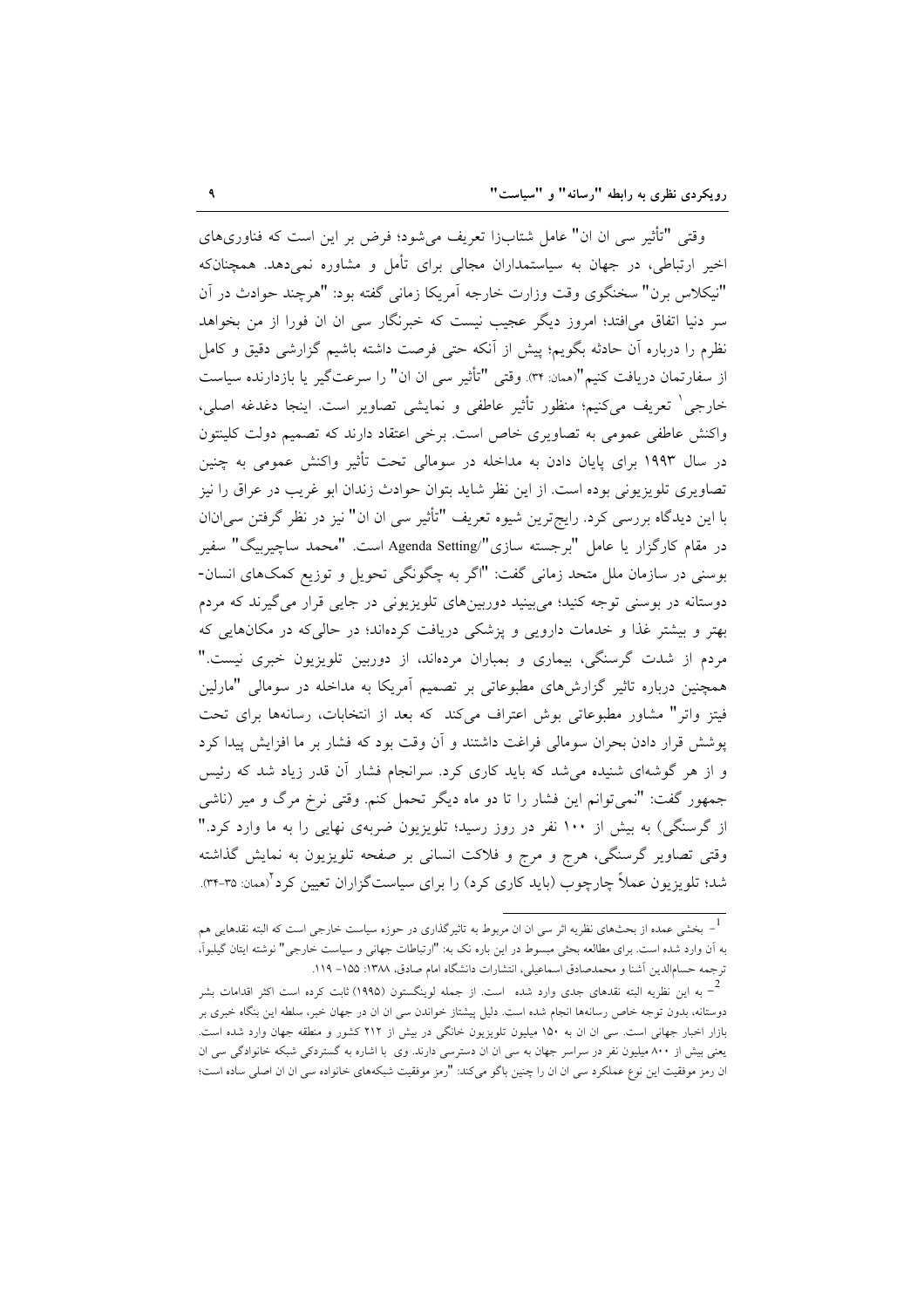وقتی "تأثیر سی ان ان" عامل شتاب‌زا تعریف می‌شود؛ فرض بر این است که فناوری‌های اخیر ارتباطی، در جهان به سیاستمداران مجالی برای تأمل و مشاوره نمی‌دهد. همچنان‌که "نیکلاس برن" سخنگوی وقت وزارت خارجه آمریکا زمانی گفته بود: "هرچند حوادث در آن سر دنیا اتفاق می‌افتد؛ امروز دیگر عجیب نیست که خبرنگار سی ان ان فورا از من بخواهد نظرم را درباره آن حادثه بگویم؛ پیش از آنکه حتی فرصت داشته باشیم گزارشی دقیق و کامل از سفارتمان دریافت کنیم"(همان: ۳۴). وقتی "تأثیر سی ان ان" را سرعت‌گیر یا بازدارنده سیاست خارجی[1] تعریف می‌کنیم؛ منظور تأثیر عاطفی و نمایشی تصاویر است. اینجا دغدغه اصلی، واکنش عاطفی عمومی به تصاویری خاص است. برخی اعتقاد دارند که تصمیم دولت کلینتون در سال ۱۹۹۳ برای پایان دادن به مداخله در سومالی تحت تأثیر واکنش عمومی به چنین تصاویری تلویزیونی بوده است. از این نظر شاید بتوان حوادث زندان ابو غریب در عراق را نیز با این دیدگاه بررسی کرد. رایج‌ترین شیوه تعریف "تأثیر سی ان ان" نیز در نظر گرفتن سی‌ان‌ان در مقام کارگزار یا عامل "برجسته سازی"/Agenda Setting است. "محمد ساچیربیگ" سفیر بوسنی در سازمان ملل متحد زمانی گفت: "اگر به چگونگی تحویل و توزیع کمک‌های انسان-دوستانه در بوسنی توجه کنید؛ می‌بینید دوربین‌های تلویزیونی در جایی قرار می‌گیرند که مردم بهتر و بیشتر غذا و خدمات دارویی و پزشکی دریافت کرده‌اند؛ در حالی‌که در مکان‌هایی که مردم از شدت گرسنگی، بیماری و بمباران مرده‌اند، از دوربین تلویزیون خبری نیست." همچنین درباره تاثیر گزارش‌های مطبوعاتی بر تصمیم آمریکا به مداخله در سومالی "مارلین فیتز واتر" مشاور مطبوعاتی بوش اعتراف می‌کند که بعد از انتخابات، رسانه‌ها برای تحت پوشش قرار دادن بحران سومالی فراغت داشتند و آن وقت بود که فشار بر ما افزایش پیدا کرد و از هر گوشه‌ای شنیده می‌شد که باید کاری کرد. سرانجام فشار آن قدر زیاد شد که رئیس جمهور گفت: "نمی‌توانم این فشار را تا دو ماه دیگر تحمل کنم. وقتی نرخ مرگ و میر (ناشی از گرسنگی) به بیش از ۱۰۰ نفر در روز رسید؛ تلویزیون ضربه‌ی نهایی را به ما وارد کرد." وقتی تصاویر گرسنگی، هرج و مرج و فلاکت انسانی بر صفحه تلویزیون به نمایش گذاشته شد؛ تلویزیون عملاً چارچوب (باید کاری کرد) را برای سیاست‌گزاران تعیین کرد[2](همان: ۳۵-۳۴).

---

[1] - بخشی عمده از بحث‌های نظریه اثر سی ان ان مربوط به تاثیرگذاری در حوزه سیاست خارجی است که البته نقدهایی هم به آن وارد شده است. برای مطالعه بحثی مبسوط در این باره نک به: "ارتباطات جهانی و سیاست خارجی" نوشته ایتان گیلبوآ، ترجمه حسام‌الدین آشنا و محمدصادق اسماعیلی، انتشارات دانشگاه امام صادق، ۱۳۸۸: ۱۵۵- ۱۱۹.

[2] - به این نظریه البته نقدهای جدی وارد شده است. از جمله لوینگستون (۱۹۹۵) ثابت کرده است اکثر اقدامات بشر دوستانه، بدون توجه خاص رسانه‌ها انجام شده است. دلیل پیشتاز خواندن سی ان ان در جهان خبر، سلطه این بنگاه خبری بر بازار اخبار جهانی است. سی ان ان به ۱۵۰ میلیون تلویزیون خانگی در بیش از ۲۱۲ کشور و منطقه جهان وارد شده است. یعنی بیش از ۸۰۰ میلیون نفر در سراسر جهان به سی ان ان دسترسی دارند. وی با اشاره به گستردگی شبکه خانوادگی سی ان ان رمز موفقیت این نوع عملکرد سی ان ان را چنین باگو می‌کند: "رمز موفقیت شبکه‌های خانواده سی ان ان اصلی ساده است؛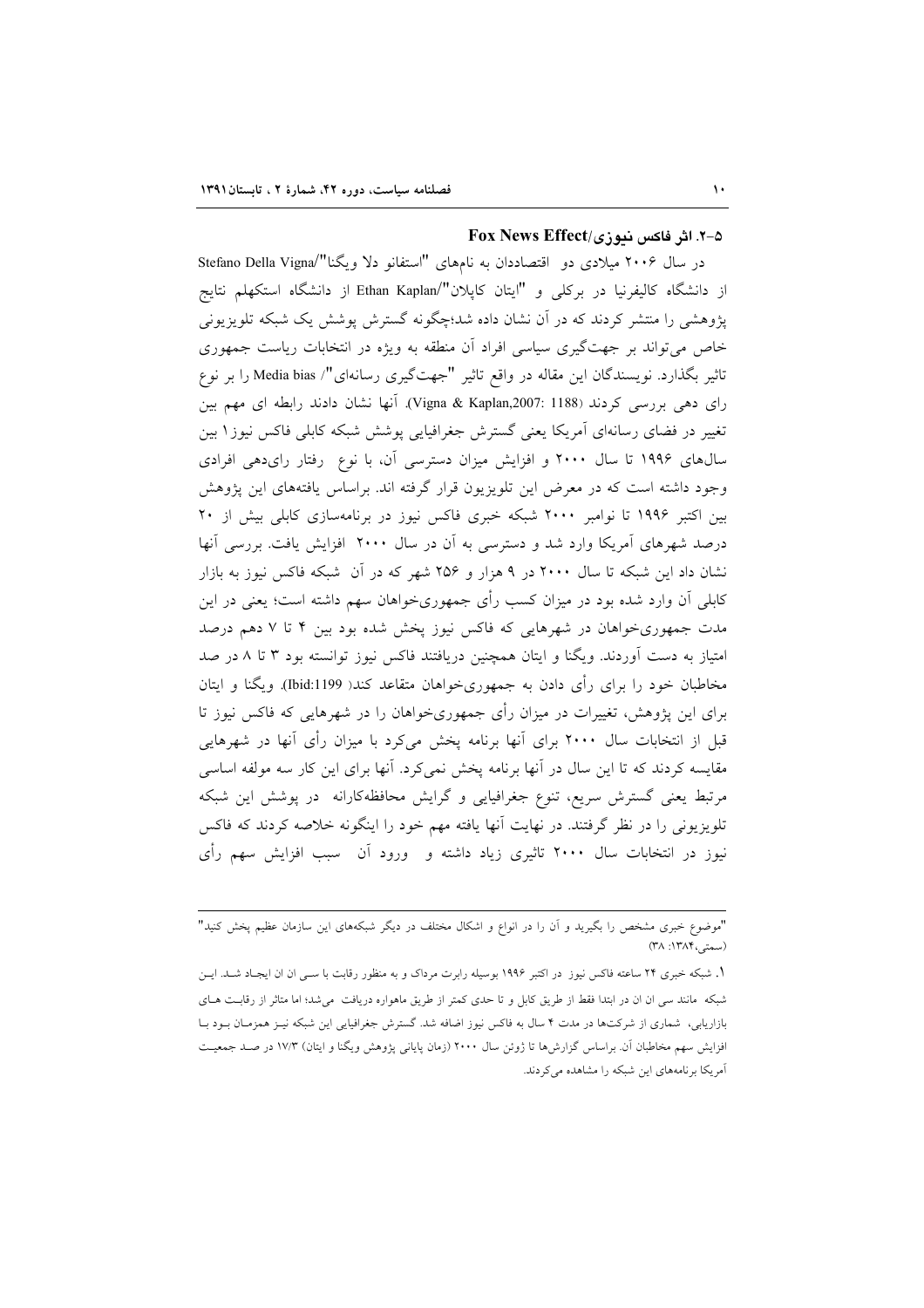### ۵-۲. اثر فاکس نیوزی/Fox News Effect

در سال ۲۰۰۶ میلادی دو اقتصاددان به نامهای "استفانو دلا ویگنا"/Stefano Della Vigna از دانشگاه کالیفرنیا در برکلی و "ایتان کاپلان"/Ethan Kaplan از دانشگاه استکهلم نتایج پژوهشی را منتشر کردند که در آن نشان داده شد؛چگونه گسترش پوشش یک شبکه تلویزیونی خاص می‌تواند بر جهت‌گیری سیاسی افراد آن منطقه به ویژه در انتخابات ریاست جمهوری تاثیر بگذارد. نویسندگان این مقاله در واقع تاثیر "جهت‌گیری رسانه‌ای"/ Media bias را بر نوع رای دهی بررسی کردند (Vigna & Kaplan,2007: 1188). آنها نشان دادند رابطه ای مهم بین تغییر در فضای رسانه‌ای آمریکا یعنی گسترش جغرافیایی پوشش شبکه کابلی فاکس نیوز[۱] بین سال‌های ۱۹۹۶ تا سال ۲۰۰۰ و افزایش میزان دسترسی آن، با نوع رفتار رای‌دهی افرادی وجود داشته است که در معرض این تلویزیون قرار گرفته اند. براساس یافته‌های این پژوهش بین اکتبر ۱۹۹۶ تا نوامبر ۲۰۰۰ شبکه خبری فاکس نیوز در برنامه‌سازی کابلی بیش از ۲۰ درصد شهرهای آمریکا وارد شد و دسترسی به آن در سال ۲۰۰۰ افزایش یافت. بررسی آنها نشان داد این شبکه تا سال ۲۰۰۰ در ۹ هزار و ۲۵۶ شهر که در آن شبکه فاکس نیوز به بازار کابلی آن وارد شده بود در میزان کسب رأی جمهوری‌خواهان سهم داشته است؛ یعنی در این مدت جمهوری‌خواهان در شهرهایی که فاکس نیوز پخش شده بود بین ۴ تا ۷ دهم درصد امتیاز به دست آوردند. ویگنا و ایتان همچنین دریافتند فاکس نیوز توانسته بود ۳ تا ۸ در صد مخاطبان خود را برای رأی دادن به جمهوری‌خواهان متقاعد کند( Ibid:1199). ویگنا و ایتان برای این پژوهش، تغییرات در میزان رأی جمهوری‌خواهان را در شهرهایی که فاکس نیوز تا قبل از انتخابات سال ۲۰۰۰ برای آنها برنامه پخش می‌کرد با میزان رأی آنها در شهرهایی مقایسه کردند که تا این سال در آنها برنامه پخش نمی‌کرد. آنها برای این کار سه مولفه اساسی مرتبط یعنی گسترش سریع، تنوع جغرافیایی و گرایش محافظه‌کارانه در پوشش این شبکه تلویزیونی را در نظر گرفتند. در نهایت آنها یافته مهم خود را اینگونه خلاصه کردند که فاکس نیوز در انتخابات سال ۲۰۰۰ تاثیری زیاد داشته و ورود آن سبب افزایش سهم رأی

---

"موضوع خبری مشخص را بگیرید و آن را در انواع و اشکال مختلف در دیگر شبکه‌های این سازمان عظیم پخش کنید" (سمتی،۱۳۸۴: ۳۸)

۱. شبکه خبری ۲۴ ساعته فاکس نیوز در اکتبر ۱۹۹۶ بوسیله رابرت مرداک و به منظور رقابت با سی ان ان ایجاد شد. این شبکه مانند سی ان ان در ابتدا فقط از طریق کابل و تا حدی کمتر از طریق ماهواره دریافت می‌شد؛ اما متاثر از رقابت های بازاریابی، شماری از شرکت‌ها در مدت ۴ سال به فاکس نیوز اضافه شد. گسترش جغرافیایی این شبکه نیز همزمان بود با افزایش سهم مخاطبان آن. براساس گزارش‌ها تا ژوئن سال ۲۰۰۰ (زمان پایانی پژوهش ویگنا و ایتان) ۱۷/۳ در صد جمعیت آمریکا برنامه‌های این شبکه را مشاهده می‌کردند.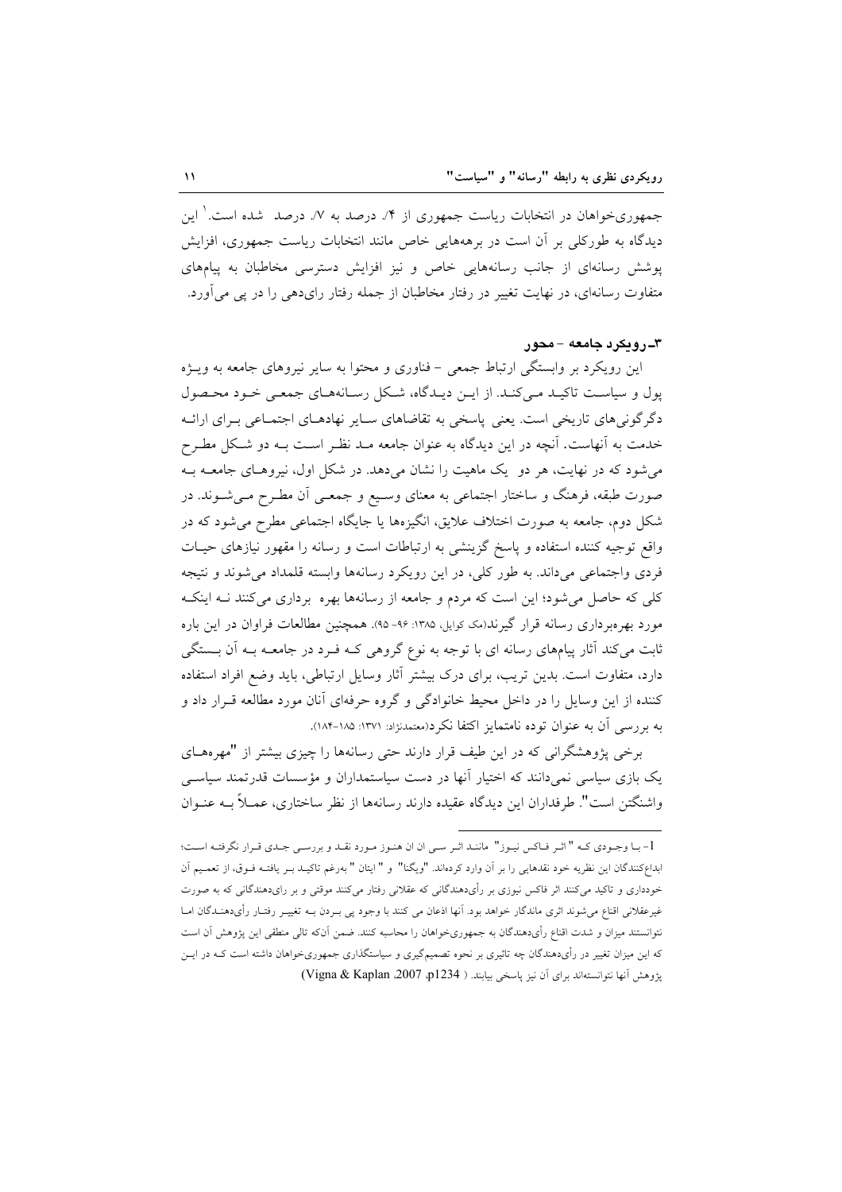جمهوری‌خواهان در انتخابات ریاست جمهوری از ۴٪ درصد به ۷٪ درصد شده است.[1] این دیدگاه به طورکلی بر آن است که در برهه‌هایی خاص مانند انتخابات ریاست جمهوری، افزایش پوشش رسانه‌ای از جانب رسانه‌هایی خاص و نیز افزایش دسترسی مخاطبان به پیام‌های متفاوت رسانه‌ای، در نهایت تغییر در رفتار مخاطبان از جمله رفتار رای‌دهی را در پی می‌آورد.

### ۳ـ رویکرد جامعه – محور

این رویکرد بر وابستگی ارتباط جمعی – فناوری و محتوا به سایر نیروهای جامعه به ویژه پول و سیاست تاکید می‌کند. از این دیدگاه، شکل رسانه‌های جمعی خود محصول دگرگونی‌های تاریخی است. یعنی پاسخی به تقاضاهای سایر نهادهای اجتماعی برای ارائه خدمت به آنهاست. آنچه در این دیدگاه به عنوان جامعه مد نظر است به دو شکل مطرح می‌شود که در نهایت، هر دو یک ماهیت را نشان می‌دهد. در شکل اول، نیروهای جامعه به صورت طبقه، فرهنگ و ساختار اجتماعی به معنای وسیع و جمعی آن مطرح می‌شوند. در شکل دوم، جامعه به صورت اختلاف علایق، انگیزه‌ها یا جایگاه اجتماعی مطرح می‌شود که در واقع توجیه کننده استفاده و پاسخ گزینشی به ارتباطات است و رسانه را مقهور نیازهای حیات فردی واجتماعی می‌داند. به طور کلی، در این رویکرد رسانه‌ها وابسته قلمداد می‌شوند و نتیجه کلی که حاصل می‌شود؛ این است که مردم و جامعه از رسانه‌ها بهره برداری می‌کنند نه اینکه مورد بهره‌برداری رسانه قرار گیرند(مک کوایل، ۱۳۸۵: ۹۶- ۹۵). همچنین مطالعات فراوان در این باره ثابت می‌کند آثار پیام‌های رسانه ای با توجه به نوع گروهی که فرد در جامعه به آن بستگی دارد، متفاوت است. بدین تریب، برای درک بیشتر آثار وسایل ارتباطی، باید وضع افراد استفاده کننده از این وسایل را در داخل محیط خانوادگی و گروه حرفه‌ای آنان مورد مطالعه قرار داد و به بررسی آن به عنوان توده نامتمایز اکتفا نکرد(معتمدنژاد: ۱۳۷۱: ۱۸۵-۱۸۴).

برخی پژوهشگرانی که در این طیف قرار دارند حتی رسانه‌ها را چیزی بیشتر از "مهره‌های یک بازی سیاسی نمی‌دانند که اختیار آنها در دست سیاستمداران و مؤسسات قدرتمند سیاسی واشنگتن است". طرفداران این دیدگاه عقیده دارند رسانه‌ها از نظر ساختاری، عملاً به عنوان

---

1- با وجودی که "اثر فاکس نیوز" مانند اثر سی ان ان هنوز مورد نقد و بررسی جدی قرار نگرفته است؛ ابداع‌کنندگان این نظریه خود نقدهایی را بر آن وارد کرده‌اند. "ویگنا" و "ایتان" به‌رغم تاکید بر یافته فوق، از تعمیم آن خودداری و تاکید می‌کنند اثر فاکس نیوزی بر رأی‌دهندگانی که عقلانی رفتار می‌کنند موقتی و بر رای‌دهندگانی که به صورت غیرعقلانی اقناع می‌شوند اثری ماندگار خواهد بود. آنها اذعان می کنند با وجود پی بردن به تغییر رفتار رأی‌دهندگان اما نتوانستند میزان و شدت اقناع رأی‌دهندگان به جمهوری‌خواهان را محاسبه کنند. ضمن آن‌که تالی منطقی این پژوهش آن است که این میزان تغییر در رأی‌دهندگان چه تاثیری بر نحوه تصمیم‌گیری و سیاستگذاری جمهوری‌خواهان داشته است که در این پژوهش آنها نتوانسته‌اند برای آن نیز پاسخی بیابند. ( Vigna & Kaplan ,2007 ,p1234)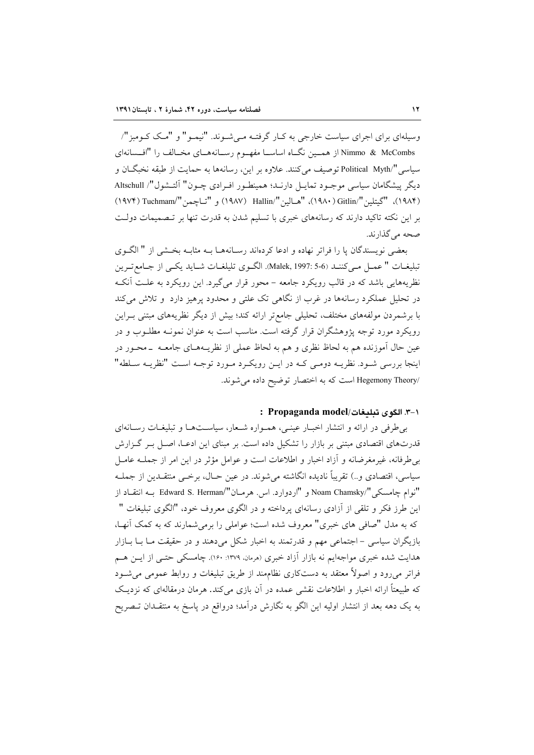وسیله‌ای برای اجرای سیاست خارجی به کـار گرفتـه مـی‌شـوند. "نیمـو" و "مـک کـومبز"/ Nimmo & McCombs از همـین نگـاه اساسـا مفهـوم رسـانه‌هـای مخـالف را "افـسانه‌ای سیاسی"/Political Myth توصیف می‌کنند. علاوه بر این، رسانه‌ها به حمایت از طبقه نخبگـان و دیگر پیشگامان سیاسی موجـود تمایـل دارنـد؛ همینطـور افـرادی چـون" آلتـشول"/ Altschull (۱۹۸۴)، "گیتلین"/Gitlin (۱۹۸۰)، "هـالین"/Hallin (۱۹۸۷) و "تـاچمن"/Tuchmam (۱۹۷۴) بر این نکته تاکید دارند که رسانه‌های خبری با تسلیم شدن به قدرت تنها بر تـصمیمات دولـت صحه می‌گذارند.

بعضی نویسندگان پا را فراتر نهاده و ادعا کرده‌اند رسـانه‌هـا بـه مثابـه بخـشی از " الگـوی تبلیغـات " عمـل مـی‌کننـد (Malek, 1997: 5-6). الگـوی تلیلغـات شـاید یکـی از جـامع‌تـرین نظریه‌هایی باشد که در قالب رویکرد جامعه – محور قرار می‌گیرد. این رویکرد به علـت آنکـه در تحلیل عملکرد رسانه‌ها در غرب از نگاهی تک علتی و محدود پرهیز دارد و تلاش می‌کند با برشمردن مولفه‌های مختلف، تحلیلی جامع‌تر ارائه کند؛ بیش از دیگر نظریه‌های مبتنی بـراین رویکرد مورد توجه پژوهشگران قرار گرفته است. مناسب است به عنوان نمونـه مطلـوب و در عین حال آموزنده هم به لحاظ نظری و هم به لحاظ عملی از نظریـه‌هـای جامعـه ـ محـور در اینجا بررسی شـود. نظریـه دومـی کـه در ایـن رویکـرد مـورد توجـه اسـت "نظریـه سـلطه" /Hegemony Theory است که به اختصار توضیح داده می‌شوند.

### ۱-۳. الگوی تبلیغات/Propaganda model :

بی‌طرفی در ارائه و انتشار اخبـار عینـی، همـواره شـعار، سیاسـت‌هـا و تبلیغـات رسـانه‌ای قدرت‌های اقتصادی مبتنی بر بازار را تشکیل داده است. بر مبنای این ادعـا، اصـل بـر گـزارش بی‌طرفانه، غیرمغرضانه و آزاد اخبار و اطلاعات است و عوامل مؤثر در این امر از جملـه عامـل سیاسی، اقتصادی و..) تقریباً نادیده انگاشته می‌شوند. در عین حـال، برخـی منتقـدین از جملـه "نوام چامسکی"/Noam Chamsky و "اردوارد. اس. هرمـان"/Edward S. Herman بـه انتقـاد از این طرز فکر و تلقی از آزادی رسانه‌ای پرداخته و در الگوی معروف خود، "الگوی تبلیغات " که به مدل "صافی های خبری" معروف شده است؛ عواملی را برمی‌شمارند که به کمک آنهـا، بازیگران سیاسی – اجتماعی مهم و قدرتمند به اخبار شکل می‌دهند و در حقیقت مـا بـا بـازار هدایت شده خبری مواجهایم نه بازار آزاد خبری (هرمان، ۱۳۷۹: ۱۶۰). چامسکی حتـی از ایـن هـم فراتر می‌رود و اصولاً معتقد به دست‌کاری نظام‌مند از طریق تبلیغات و روابط عمومی می‌شـود که طبیعتاً ارائه اخبار و اطلاعات نقشی عمده در آن بازی می‌کند. هرمان درمقاله‌ای که نزدیـک به یک دهه بعد از انتشار اولیه این الگو به نگارش درآمد؛ درواقع در پاسخ به منتقـدان تـصریح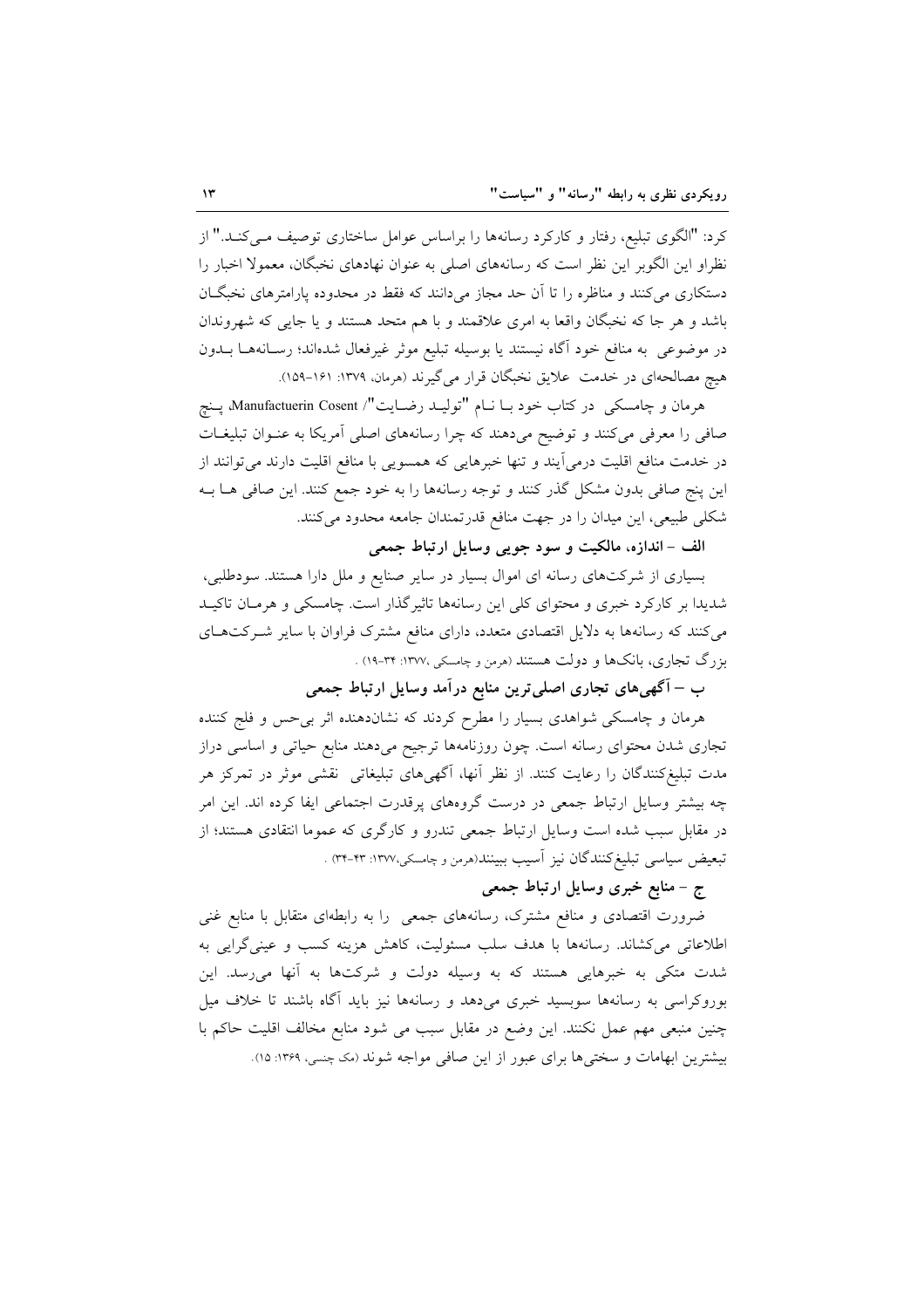کرد: "الگوی تبلیغ، رفتار و کارکرد رسانه‌ها را براساس عوامل ساختاری توصیف می‌کند." از نظراو این الگوبر این نظر است که رسانه‌های اصلی به عنوان نهادهای نخبگان، معمولا اخبار را دستکاری می‌کنند و مناظره را تا آن حد مجاز می‌دانند که فقط در محدوده پارامترهای نخبگان باشد و هر جا که نخبگان واقعا به امری علاقمند و با هم متحد هستند و یا جایی که شهروندان در موضوعی به منافع خود آگاه نیستند یا بوسیله تبلیغ موثر غیرفعال شده‌اند؛ رسانه‌ها بدون هیچ مصالحه‌ای در خدمت علایق نخبگان قرار می‌گیرند (هرمان، ۱۳۷۹: ۱۶۱-۱۵۹).

هرمان و چامسکی در کتاب خود با نام "تولید رضایت"/ Manufactuerin Cosent، پنج صافی را معرفی می‌کنند و توضیح می‌دهند که چرا رسانه‌های اصلی آمریکا به عنوان تبلیغات در خدمت منافع اقلیت درمی‌آیند و تنها خبرهایی که همسویی با منافع اقلیت دارند می‌توانند از این پنج صافی بدون مشکل گذر کنند و توجه رسانه‌ها را به خود جمع کنند. این صافی ها به شکلی طبیعی، این میدان را در جهت منافع قدرتمندان جامعه محدود می‌کنند.

**الف – اندازه، مالکیت و سود جویی وسایل ارتباط جمعی**

بسیاری از شرکت‌های رسانه ای اموال بسیار در سایر صنایع و ملل دارا هستند. سودطلبی، شدیدا بر کارکرد خبری و محتوای کلی این رسانه‌ها تاثیرگذار است. چامسکی و هرمان تاکید می‌کنند که رسانه‌ها به دلایل اقتصادی متعدد، دارای منافع مشترک فراوان با سایر شرکت‌های بزرگ تجاری، بانک‌ها و دولت هستند (هرمن و چامسکی ،۱۳۷۷: ۳۴-۱۹) .

**ب – آگهی‌های تجاری اصلی‌ترین منابع درآمد وسایل ارتباط جمعی**

هرمان و چامسکی شواهدی بسیار را مطرح کردند که نشان‌دهنده اثر بی‌حس و فلج کننده تجاری شدن محتوای رسانه است. چون روزنامه‌ها ترجیح می‌دهند منابع حیاتی و اساسی دراز مدت تبلیغ‌کنندگان را رعایت کنند. از نظر آنها، آگهی‌های تبلیغاتی نقشی موثر در تمرکز هر چه بیشتر وسایل ارتباط جمعی در درست گروه‌های پرقدرت اجتماعی ایفا کرده اند. این امر در مقابل سبب شده است وسایل ارتباط جمعی تندرو و کارگری که عموما انتقادی هستند؛ از تبعیض سیاسی تبلیغ‌کنندگان نیز آسیب ببینند(هرمن و چامسکی،۱۳۷۷: ۴۳-۳۴) .

**ج – منابع خبری وسایل ارتباط جمعی**

ضرورت اقتصادی و منافع مشترک، رسانه‌های جمعی را به رابطه‌ای متقابل با منابع غنی اطلاعاتی می‌کشاند. رسانه‌ها با هدف سلب مسئولیت، کاهش هزینه کسب و عینی‌گرایی به شدت متکی به خبرهایی هستند که به وسیله دولت و شرکت‌ها به آنها می‌رسد. این بوروکراسی به رسانه‌ها سوبسید خبری می‌دهد و رسانه‌ها نیز باید آگاه باشند تا خلاف میل چنین منبعی مهم عمل نکنند. این وضع در مقابل سبب می شود منابع مخالف اقلیت حاکم با بیشترین ابهامات و سختی‌ها برای عبور از این صافی مواجه شوند (مک چنسی، ۱۳۶۹: ۱۵).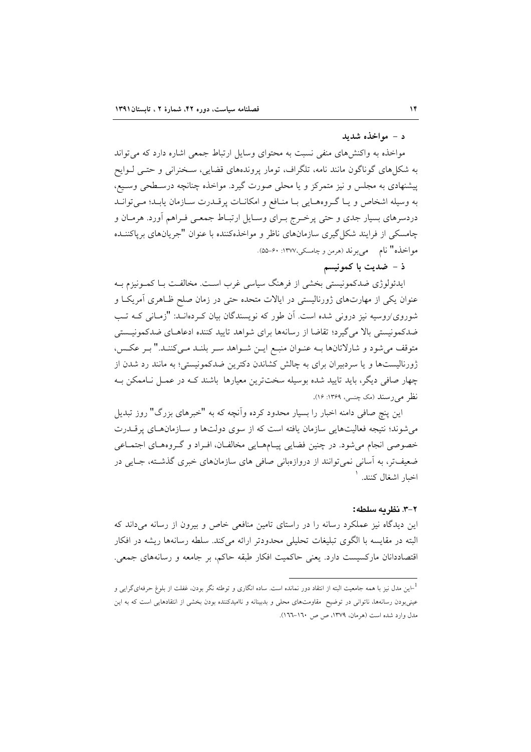### د - مواخذه شدید

مواخذه به واکنش‌های منفی نسبت به محتوای وسایل ارتباط جمعی اشاره دارد که می‌تواند به شکل‌های گوناگون مانند نامه، تلگراف، تومار پرونده‌های قضایی، سخنرانی و حتی لوایح پیشنهادی به مجلس و نیز متمرکز و یا محلی صورت گیرد. مواخذه چنانچه درسطحی وسیع، به وسیله اشخاص و یا گروه‌هایی با منافع و امکانات پرقدرت سازمان یابد؛ می‌تواند دردسرهای بسیار جدی و حتی پرخرج برای وسایل ارتباط جمعی فراهم آورد. هرمان و چامسکی از فرایند شکل‌گیری سازمان‌های ناظر و مواخذه‌کننده با عنوان "جریان‌های برپاکننده مواخذه" نام می‌برند (هرمن و چامسکی،۱۳۷۷: ۶۰-۵۵).

### ذ - ضدیت با کمونیسم

ایدئولوژی ضدکمونیستی بخشی از فرهنگ سیاسی غرب است. مخالفت با کمونیزم به عنوان یکی از مهارت‌های ژورنالیستی در ایالات متحده حتی در زمان صلح ظاهری آمریکا و شوروی/روسیه نیز درونی شده است. آن طور که نویسندگان بیان کرده‌اند: "زمانی که تب ضدکمونیستی بالا می‌گیرد؛ تقاضا از رسانه‌ها برای شواهد تایید کننده ادعاهای ضدکمونیستی متوقف می‌شود و شارلاتان‌ها به عنوان منبع این شواهد سر بلند می‌کنند." بر عکس، ژورنالیست‌ها و یا سردبیران برای به چالش کشاندن دکترین ضدکمونیستی؛ به مانند رد شدن از چهار صافی دیگر، باید تایید شده بوسیله سخت‌ترین معیارها باشند که در عمل ناممکن به نظر می‌رسند (مک چسنی، ۱۳۶۹: ۱۶).

این پنج صافی دامنه اخبار را بسیار محدود کرده وآنچه که به "خبرهای بزرگ" روز تبدیل می‌شوند؛ نتیجه فعالیت‌هایی سازمان یافته است که از سوی دولت‌ها و سازمان‌های پرقدرت خصوصی انجام می‌شود. در چنین فضایی پیام‌هایی مخالفان، افراد و گروه‌های اجتماعی ضعیف‌تر، به آسانی نمی‌توانند از دروازه‌بانی صافی های سازمان‌های خبری گذشته، جایی در اخبار اشغال کنند. [1]

### ۲-۳. نظریه سلطه:

این دیدگاه نیز عملکرد رسانه را در راستای تامین منافعی خاص و بیرون از رسانه می‌داند که البته در مقایسه با الگوی تبلیغات تحلیلی محدودتر ارائه می‌کند. سلطه رسانه‌ها ریشه در افکار اقتصاددانان مارکسیست دارد. یعنی حاکمیت افکار طبقه حاکم، بر جامعه و رسانه‌های جمعی.

---

[1] -این مدل نیز با همه جامعیت البته از انتقاد دور نمانده است. ساده انگاری و توطئه نگر بودن، غفلت از بلوغ حرفه‌ای‌گرایی و عینی‌بودن رسانه‌ها، ناتوانی در توضیح مقاومت‌های محلی و بدبینانه و ناامیدکننده بودن بخشی از انتقادهایی است که به این مدل وارد شده است (هرمان، ۱۳۷۹، ص ص ۱۶۰-۱۶۶).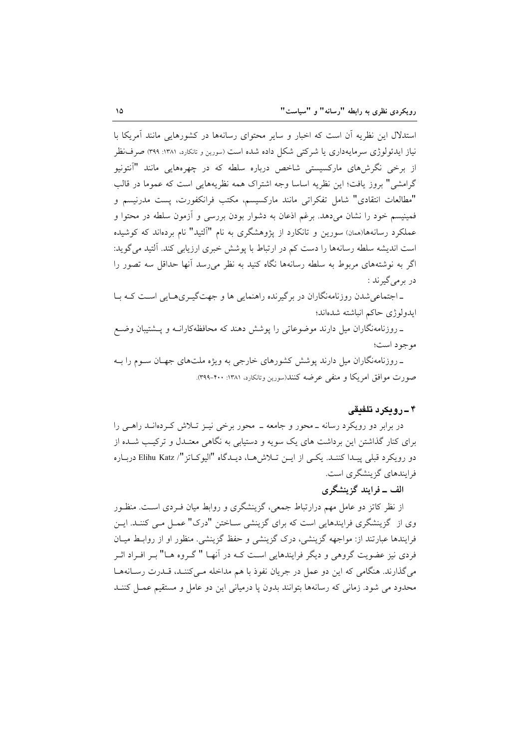استدلال این نظریه آن است که اخبار و سایر محتوای رسانه‌ها در کشورهایی مانند آمریکا با نیاز ایدئولوژی سرمایه‌داری یا شرکتی شکل داده شده است (سورین و تانکارد، ۱۳۸۱: ۳۹۹) صرف‌نظر از برخی نگرش‌های مارکسیستی شاخص درباره سلطه که در چهره‌هایی مانند "آنتونیو گرامشی" بروز یافت؛ این نظریه اساسا وجه اشتراک همه نظریه‌هایی است که عموما در قالب "مطالعات انتقادی" شامل تفکراتی مانند مارکسیسم، مکتب فرانکفورت، پست مدرنیسم و فمینیسم خود را نشان می‌دهد. برغم اذعان به دشوار بودن بررسی و آزمون سلطه در محتوا و عملکرد رسانه‌ها(همان) سورین و تانکارد از پژوهشگری به نام "آلتید" نام برده‌اند که کوشیده است اندیشه سلطه رسانه‌ها را دست کم در ارتباط با پوشش خبری ارزیابی کند. آلتید می‌گوید: اگر به نوشته‌های مربوط به سلطه رسانه‌ها نگاه کنید به نظر می‌رسد آنها حداقل سه تصور را در برمی‌گیرند :

ـ اجتماعی‌شدن روزنامه‌نگاران در برگیرنده راهنمایی ها و جهت‌گیری‌هایی است که با ایدولوژی حاکم انباشته شده‌اند؛

ـ روزنامه‌نگاران میل دارند موضوعاتی را پوشش دهند که محافظه‌کارانه و پشتیبان وضع موجود است؛

ـ روزنامه‌نگاران میل دارند پوشش کشورهای خارجی به ویژه ملت‌های جهان سوم را به صورت موافق امریکا و منفی عرضه کنند(سورین وتانکارد، ۱۳۸۱: ۴۰۰-۳۹۹).

## ۴ـ رویکرد تلفیقی

در برابر دو رویکرد رسانه ـ محور و جامعه ـ محور برخی نیز تلاش کرده‌اند راهی را برای کنار گذاشتن این برداشت های یک سویه و دستیابی به نگاهی معتدل و ترکیب شده از دو رویکرد قبلی پیدا کنند. یکی از این تلاش‌ها، دیدگاه "الیوکاتز"/ Elihu Katz درباره فرایندهای گزینشگری است.

### الف ـ فرایند گزینشگری

از نظر کاتز دو عامل مهم درارتباط جمعی، گزینشگری و روابط میان فردی است. منظور وی از گزینشگری فرایندهایی است که برای گزینشی ساختن "درک" عمل می کنند. این فرایندها عبارتند از: مواجهه گزینشی، درک گزینشی و حفظ گزینشی. منظور او از روابط میان فردی نیز عضویت گروهی و دیگر فرایندهایی است که در آنها " گروه ها" بر افراد اثر می‌گذارند. هنگامی که این دو عمل در جریان نفوذ با هم مداخله می‌کنند، قدرت رسانه‌ها محدود می شود. زمانی که رسانه‌ها بتوانند بدون پا درمیانی این دو عامل و مستقیم عمل کنند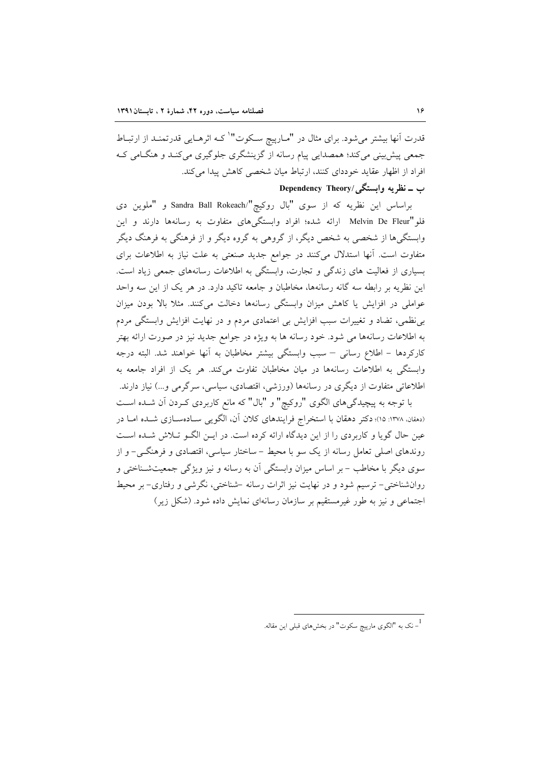قدرت آنها بیشتر می‌شود. برای مثال در "مـارپیچ سـکوت"[1] کـه اثرهـایی قدرتمنـد از ارتبـاط جمعی پیش‌بینی می‌کند؛ همصدایی پیام رسانه از گزینشگری جلوگیری می‌کنـد و هنگـامی کـه افراد از اظهار عقاید خودداری کنند، ارتباط میان شخصی کاهش پیدا می‌کند.

### ب ــ نظریه وابستگی/ Dependency Theory

براساس این نظریه که از سوی "بال روکیچ"/Sandra Ball Rokeach و "ملوین دی فلو"Melvin De Fleur ارائه شده؛ افراد وابستگی‌های متفاوت به رسانه‌ها دارند و این وابستگی‌ها از شخصی به شخص دیگر، از گروهی به گروه دیگر و از فرهنگی به فرهنگ دیگر متفاوت است. آنها استدلال می‌کنند در جوامع جدید صنعتی به علت نیاز به اطلاعات برای بسیاری از فعالیت های زندگی و تجارت، وابستگی به اطلاعات رسانه‌های جمعی زیاد است. این نظریه بر رابطه سه گانه رسانه‌ها، مخاطبان و جامعه تاکید دارد. در هر یک از این سه واحد عواملی در افزایش یا کاهش میزان وابستگی رسانه‌ها دخالت می‌کنند. مثلا بالا بودن میزان بی‌نظمی، تضاد و تغییرات سبب افزایش بی اعتمادی مردم و در نهایت افزایش وابستگی مردم به اطلاعات رسانه‌ها می شود. خود رسانه ها به ویژه در جوامع جدید نیز در صورت ارائه بهتر کارکردها - اطلاع رسانی – سبب وابستگی بیشتر مخاطبان به آنها خواهند شد. البته درجه وابستگی به اطلاعات رسانه‌ها در میان مخاطبان تفاوت می‌کند. هر یک از افراد جامعه به اطلاعاتی متفاوت از دیگری در رسانه‌ها (ورزشی، اقتصادی، سیاسی، سرگرمی و...) نیاز دارند.

با توجه به پیچیدگی‌های الگوی "روکیچ" و "بال" که مانع کاربردی کـردن آن شـده اسـت (دهقان، ۱۳۷۸: ۱۵)؛ دکتر دهقان با استخراج فرایندهای کلان آن، الگویی سـاده‌سـازی شـده امـا در عین حال گویا و کاربردی را از این دیدگاه ارائه کرده است. در ایـن الگـو تـلاش شـده اسـت روندهای اصلی تعامل رسانه از یک سو با محیط - ساختار سیاسی، اقتصادی و فرهنگـی- و از سوی دیگر با مخاطب - بر اساس میزان وابستگی آن به رسانه و نیز ویژگی جمعیت‌شـناختی و روان‌شناختی- ترسیم شود و در نهایت نیز اثرات رسانه -شناختی، نگرشی و رفتاری- بر محیط اجتماعی و نیز به طور غیرمستقیم بر سازمان رسانه‌ای نمایش داده شود. (شکل زیر)

---

[1] - نک به "الگوی مارپیچ سکوت" در بخش‌های قبلی این مقاله.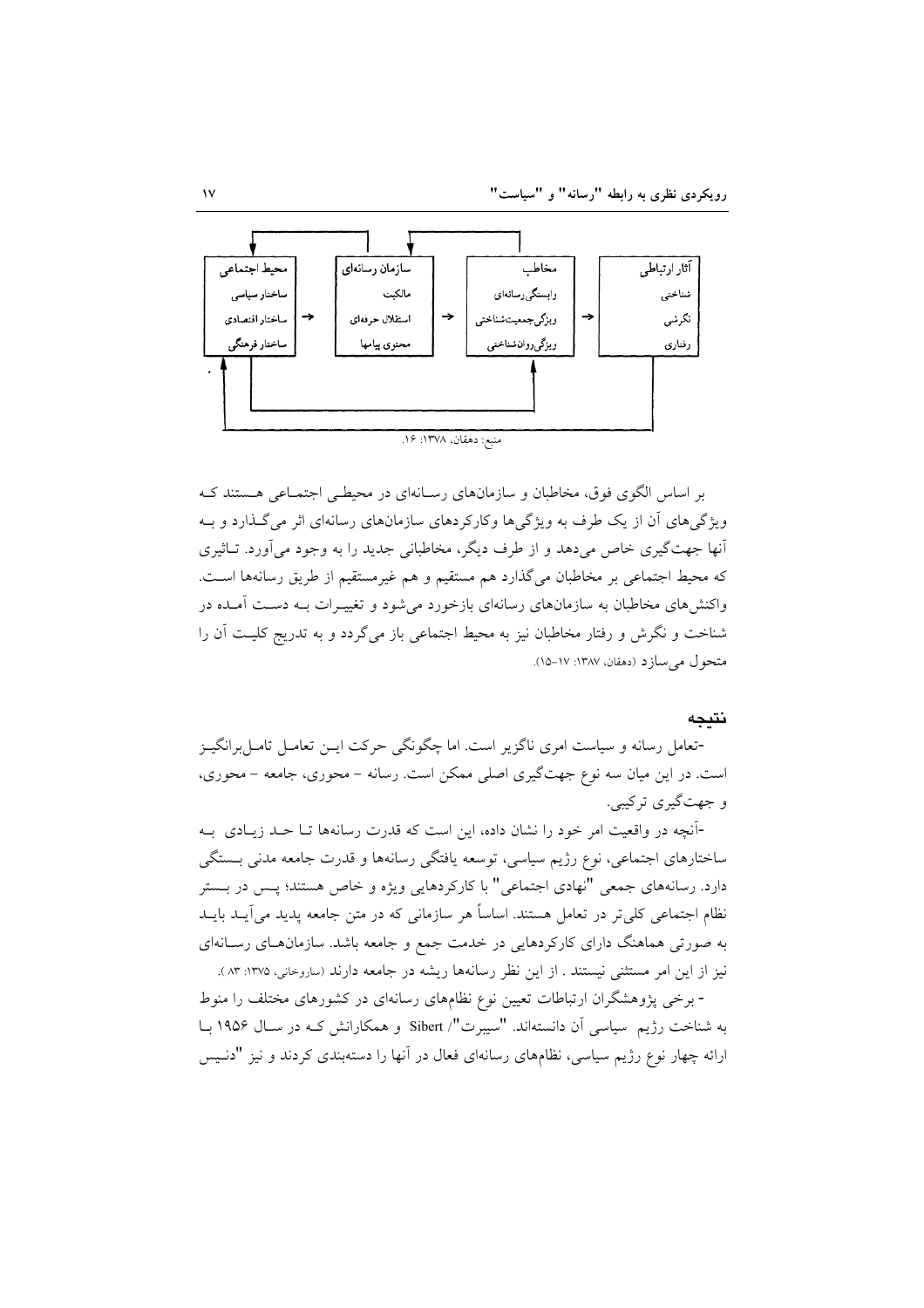| محیط اجتماعی | | سازمان رسانه‌ای | | مخاطب | | آثار ارتباطی |
|---|---|---|---|---|---|---|
| ساختار سیاسی | | مالکیت | | وابستگی رسانه‌ای | | شناختی |
| ساختار اقتصادی | → | استقلال حرفه‌ای | → | ویژگی جمعیت‌شناختی | → | نگرشی |
| ساختار فرهنگی | | محتوی پیامها | | ویژگی روان‌شناختی | | رفتاری |

منبع: دهقان، ۱۳۷۸: ۱۶.

بر اساس الگوی فوق، مخاطبان و سازمان‌های رسانه‌ای در محیطی اجتماعی هستند که ویژگی‌های آن از یک طرف به ویژگی‌ها وکارکردهای سازمان‌های رسانه‌ای اثر می‌گذارد و به آنها جهت‌گیری خاص می‌دهد و از طرف دیگر، مخاطبانی جدید را به وجود می‌آورد. تاثیری که محیط اجتماعی بر مخاطبان می‌گذارد هم مستقیم و هم غیرمستقیم از طریق رسانه‌ها است. واکنش‌های مخاطبان به سازمان‌های رسانه‌ای بازخورد می‌شود و تغییرات به دست آمده در شناخت و نگرش و رفتار مخاطبان نیز به محیط اجتماعی باز می‌گردد و به تدریج کلیت آن را متحول می‌سازد (دهقان، ۱۳۸۷: ۱۷-۱۵).

## نتیجه

-تعامل رسانه و سیاست امری ناگزیر است. اما چگونگی حرکت این تعامل تامل‌برانگیز است. در این میان سه نوع جهت‌گیری اصلی ممکن است. رسانه - محوری، جامعه - محوری، و جهت‌گیری ترکیبی.

-آنچه در واقعیت امر خود را نشان داده، این است که قدرت رسانه‌ها تا حد زیادی به ساختارهای اجتماعی، نوع رژیم سیاسی، توسعه یافتگی رسانه‌ها و قدرت جامعه مدنی بستگی دارد. رسانه‌های جمعی "نهادی اجتماعی" با کارکردهایی ویژه و خاص هستند؛ پس در بستر نظام اجتماعی کلی‌تر در تعامل هستند. اساساً هر سازمانی که در متن جامعه پدید می‌آید باید به صورتی هماهنگ دارای کارکردهایی در خدمت جمع و جامعه باشد. سازمان‌های رسانه‌ای نیز از این امر مستثنی نیستند . از این نظر رسانه‌ها ریشه در جامعه دارند (ساروخانی، ۱۳۷۵: ۸۳ ).

- برخی پژوهشگران ارتباطات تعیین نوع نظام‌های رسانه‌ای در کشورهای مختلف را منوط به شناخت رژیم سیاسی آن دانسته‌اند. "سیبرت"/ Sibert و همکارانش که در سال ۱۹۵۶ با ارائه چهار نوع رژیم سیاسی، نظام‌های رسانه‌ای فعال در آنها را دسته‌بندی کردند و نیز "دنیس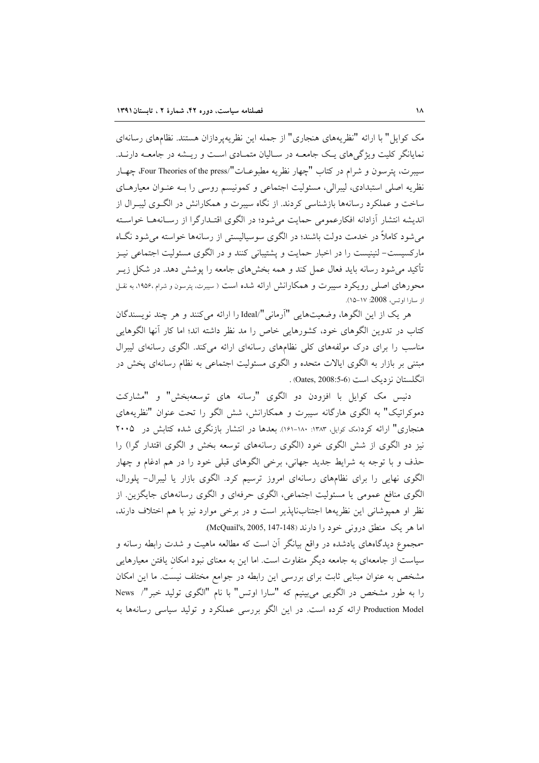مک کوایل" با ارائه "نظریه‌های هنجاری" از جمله این نظریه‌پردازان هستند. نظام‌های رسانه‌ای نمایانگر کلیت ویژگی‌های یک جامعه در سالیان متمادی است و ریشه در جامعه دارند. سیبرت، پترسون و شرام در کتاب "چهار نظریه مطبوعات"/Four Theories of the press، چهار نظریه اصلی استبدادی، لیبرالی، مسئولیت اجتماعی و کمونیسم روسی را به عنوان معیارهای ساخت و عملکرد رسانه‌ها بازشناسی کردند. از نگاه سیبرت و همکارانش در الگوی لیبرال از اندیشه انتشار آزادانه افکارعمومی حمایت می‌شود؛ در الگوی اقتدارگرا از رسانه‌ها خواسته می‌شود کاملاً در خدمت دولت باشند؛ در الگوی سوسیالیستی از رسانه‌ها خواسته می‌شود نگاه مارکسیست- لنینیست را در اخبار حمایت و پشتیبانی کنند و در الگوی مسئولیت اجتماعی نیز تأکید می‌شود رسانه باید فعال عمل کند و همه بخش‌های جامعه را پوشش دهد. در شکل زیر محورهای اصلی رویکرد سیبرت و همکارانش ارائه شده است ( سیبرت، پترسون و شرام ،۱۹۵۶، به نقل از سارا اوتس، 2008: ۱۷-۱۵).

هر یک از این الگوها، وضعیت‌هایی "آرمانی"/Ideal را ارائه می‌کنند و هر چند نویسندگان کتاب در تدوین الگوهای خود، کشورهایی خاص را مد نظر داشته اند؛ اما کار آنها الگوهایی مناسب را برای درک مولفه‌های کلی نظام‌های رسانه‌ای ارائه می‌کند. الگوی رسانه‌ای لیبرال مبتنی بر بازار به الگوی ایالات متحده و الگوی مسئولیت اجتماعی به نظام رسانه‌ای پخش در انگلستان نزدیک است (Oates, 2008:5-6) .

دنیس مک کوایل با افزودن دو الگوی "رسانه های توسعه‌بخش" و "مشارکت دموکراتیک" به الگوی هارگانه سیبرت و همکارانش، شش الگو را تحت عنوان "نظریه‌های هنجاری" ارائه کرد(مک کوایل، ۱۳۸۳: ۱۸۰-۱۶۱). بعدها در انتشار بازنگری شده کتابش در ۲۰۰۵ نیز دو الگوی از شش الگوی خود (الگوی رسانه‌های توسعه بخش و الگوی اقتدار گرا) را حذف و با توجه به شرایط جدید جهانی، برخی الگوهای قبلی خود را در هم ادغام و چهار الگوی نهایی را برای نظام‌های رسانه‌ای امروز ترسیم کرد. الگوی بازار یا لیبرال- پلورال، الگوی منافع عمومی یا مسئولیت اجتماعی، الگوی حرفه‌ای و الگوی رسانه‌های جایگزین. از نظر او همپوشانی این نظریه‌ها اجتناب‌ناپذیر است و در برخی موارد نیز با هم اختلاف دارند، اما هر یک منطق درونی خود را دارند (McQuail's, 2005, 147-148).

-مجموع دیدگاه‌های یادشده در واقع بیانگر آن است که مطالعه ماهیت و شدت رابطه رسانه و سیاست از جامعه‌ای به جامعه دیگر متفاوت است. اما این به معنای نبود امکانِ یافتن معیارهایی مشخص به عنوان مبنایی ثابت برای بررسی این رابطه در جوامع مختلف نیست. ما این امکان را به طور مشخص در الگویی می‌بینیم که "سارا اوتس" با نام "الگوی تولید خبر"/ News Production Model ارائه کرده است. در این الگو بررسی عملکرد و تولید سیاسی رسانه‌ها به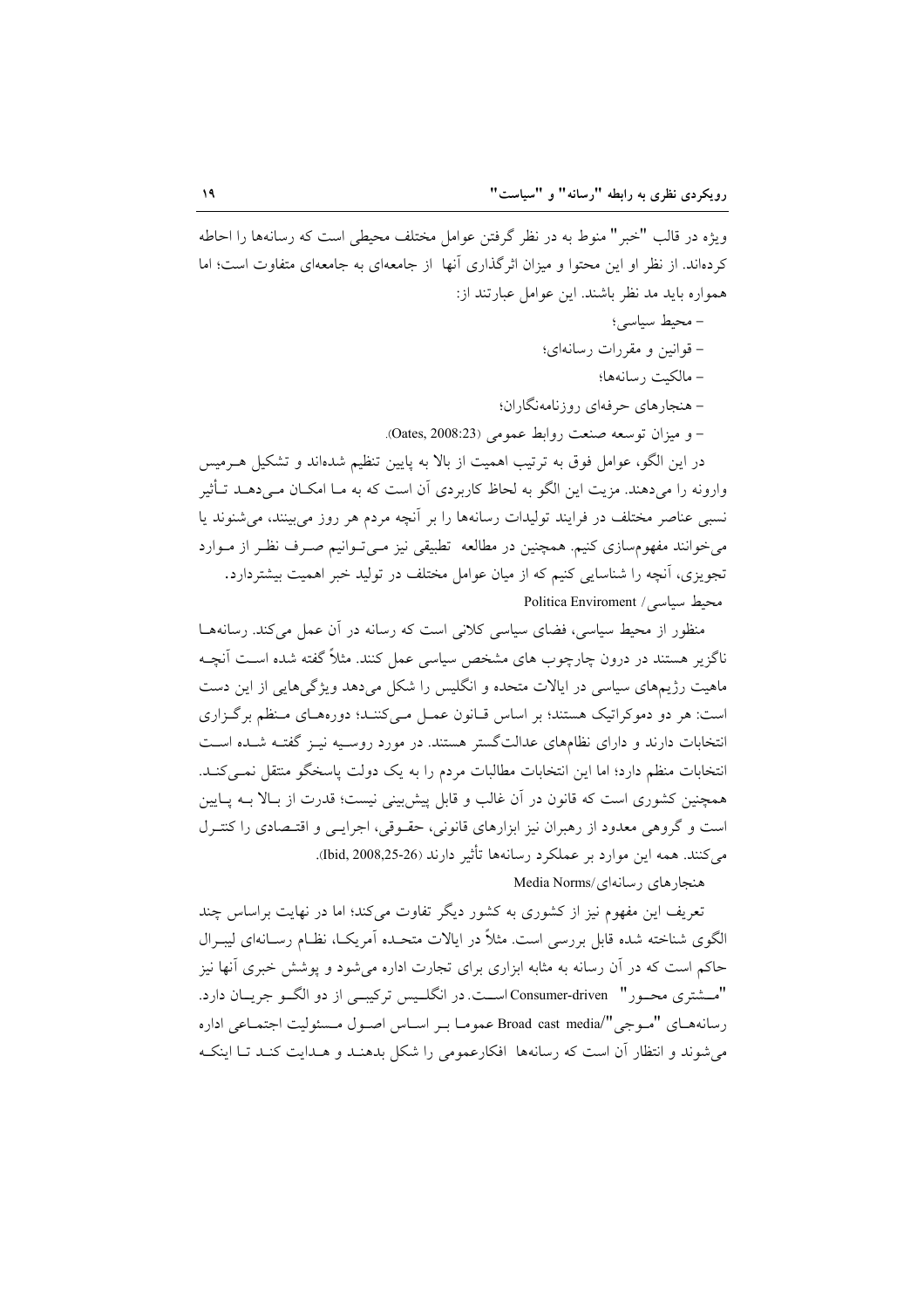ویژه در قالب "خبر" منوط به در نظر گرفتن عوامل مختلف محیطی است که رسانه‌ها را احاطه کرده‌اند. از نظر او این محتوا و میزان اثرگذاری آنها از جامعه‌ای به جامعه‌ای متفاوت است؛ اما همواره باید مد نظر باشند. این عوامل عبارتند از:

- محیط سیاسی؛
- قوانین و مقررات رسانه‌ای؛
- مالکیت رسانه‌ها؛
- هنجارهای حرفه‌ای روزنامه‌نگاران؛
- و میزان توسعه صنعت روابط عمومی (Oates, 2008:23).

در این الگو، عوامل فوق به ترتیب اهمیت از بالا به پایین تنظیم شده‌اند و تشکیل هرمیس وارونه را می‌دهند. مزیت این الگو به لحاظ کاربردی آن است که به ما امکان می‌دهد تأثیر نسبی عناصر مختلف در فرایند تولیدات رسانه‌ها را بر آنچه مردم هر روز می‌بینند، می‌شنوند یا می‌خوانند مفهوم‌سازی کنیم. همچنین در مطالعه تطبیقی نیز می‌توانیم صرف نظر از موارد تجویزی، آنچه را شناسایی کنیم که از میان عوامل مختلف در تولید خبر اهمیت بیشتردارد.

محیط سیاسی/ Politica Enviroment

منظور از محیط سیاسی، فضای سیاسی کلانی است که رسانه در آن عمل می‌کند. رسانه‌ها ناگزیر هستند در درون چارچوب های مشخص سیاسی عمل کنند. مثلاً گفته شده است آنچه ماهیت رژیم‌های سیاسی در ایالات متحده و انگلیس را شکل می‌دهد ویژگی‌هایی از این دست است: هر دو دموکراتیک هستند؛ بر اساس قانون عمل می‌کنند؛ دوره‌های منظم برگزاری انتخابات دارند و دارای نظام‌های عدالت‌گستر هستند. در مورد روسیه نیز گفته شده است انتخابات منظم دارد؛ اما این انتخابات مطالبات مردم را به یک دولت پاسخگو منتقل نمی‌کند. همچنین کشوری است که قانون در آن غالب و قابل پیش‌بینی نیست؛ قدرت از بالا به پایین است و گروهی معدود از رهبران نیز ابزارهای قانونی، حقوقی، اجرایی و اقتصادی را کنترل می‌کنند. همه این موارد بر عملکرد رسانه‌ها تأثیر دارند (Ibid, 2008,25-26).

هنجارهای رسانه‌ای/Media Norms

تعریف این مفهوم نیز از کشوری به کشور دیگر تفاوت می‌کند؛ اما در نهایت براساس چند الگوی شناخته شده قابل بررسی است. مثلاً در ایالات متحده آمریکا، نظام رسانه‌ای لیبرال حاکم است که در آن رسانه به مثابه ابزاری برای تجارت اداره می‌شود و پوشش خبری آنها نیز "مشتری محور" Consumer-driven است. در انگلیس ترکیبی از دو الگو جریان دارد. رسانه‌های "موجی"/Broad cast media عموما بر اساس اصول مسئولیت اجتماعی اداره می‌شوند و انتظار آن است که رسانه‌ها افکارعمومی را شکل بدهند و هدایت کند تا اینکه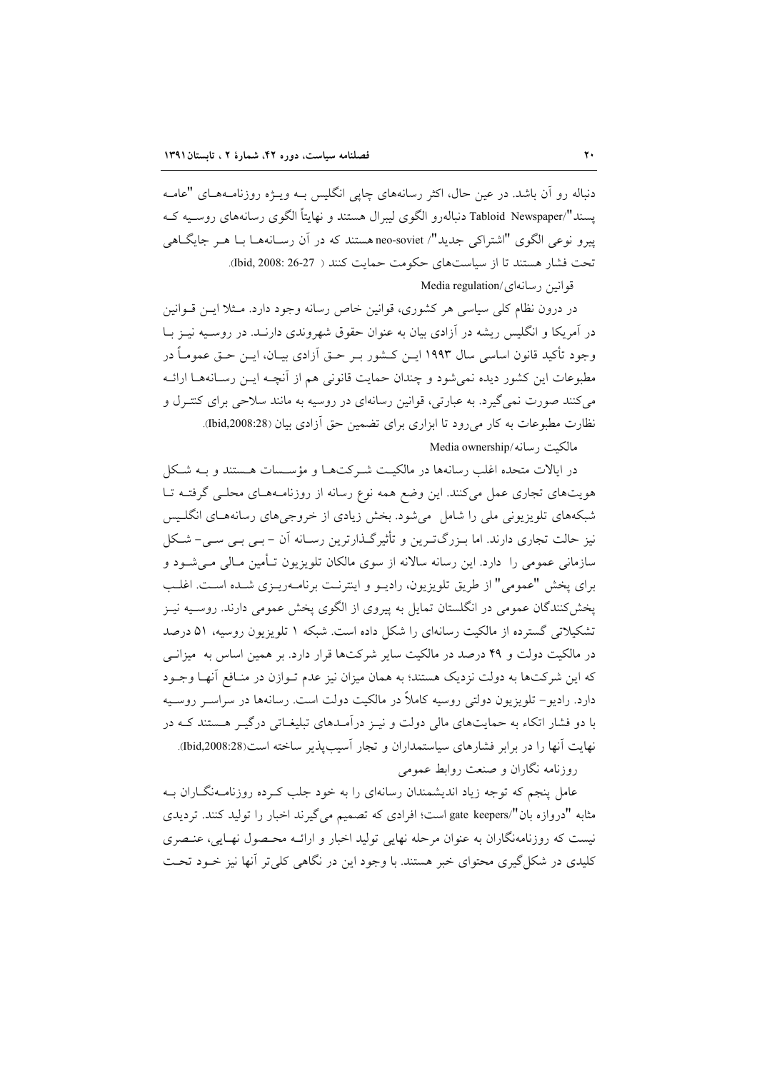دنباله رو آن باشد. در عین حال، اکثر رسانه‌های چاپی انگلیس بـه ویـژه روزنامـه‌هـای "عامـه پسند"/Tabloid Newspaper دنباله‌رو الگوی لیبرال هستند و نهایتاً الگوی رسانه‌های روسـیه کـه پیرو نوعی الگوی "اشتراکی جدید"/ neo-soviet هستند که در آن رسـانه‌هـا بـا هـر جایگـاهی تحت فشار هستند تا از سیاست‌های حکومت حمایت کنند ( Ibid, 2008: 26-27).

قوانین رسانه‌ای/Media regulation

در درون نظام کلی سیاسی هر کشوری، قوانین خاص رسانه وجود دارد. مـثلا ایـن قـوانین در آمریکا و انگلیس ریشه در آزادی بیان به عنوان حقوق شهروندی دارنـد. در روسـیه نیـز بـا وجود تأکید قانون اساسی سال ۱۹۹۳ ایـن کـشور بـر حـق آزادی بیـان، ایـن حـق عمومـاً در مطبوعات این کشور دیده نمی‌شود و چندان حمایت قانونی هم از آنچـه ایـن رسـانه‌هـا ارائـه می‌کنند صورت نمی‌گیرد. به عبارتی، قوانین رسانه‌ای در روسیه به مانند سلاحی برای کنتـرل و نظارت مطبوعات به کار می‌رود تا ابزاری برای تضمین حق آزادی بیان (Ibid,2008:28).

مالکیت رسانه/Media ownership

در ایالات متحده اغلب رسانه‌ها در مالکیـت شـرکت‌هـا و مؤسـسات هـستند و بـه شـکل هویت‌های تجاری عمل می‌کنند. این وضع همه نوع رسانه از روزنامـه‌هـای محلـی گرفتـه تـا شبکه‌های تلویزیونی ملی را شامل می‌شود. بخش زیادی از خروجی‌های رسانه‌هـای انگلـیس نیز حالت تجاری دارند. اما بـزرگ‌تـرین و تأثیرگـذارترین رسـانه آن - بـی بـی سـی- شـکل سازمانی عمومی را دارد. این رسانه سالانه از سوی مالکان تلویزیون تـأمین مـالی مـی‌شـود و برای پخش "عمومی" از طریق تلویزیون، رادیـو و اینترنـت برنامـه‌ریـزی شـده اسـت. اغلـب پخش‌کنندگان عمومی در انگلستان تمایل به پیروی از الگوی پخش عمومی دارند. روسـیه نیـز تشکیلاتی گسترده از مالکیت رسانه‌ای را شکل داده است. شبکه ۱ تلویزیون روسیه، ۵۱ درصد در مالکیت دولت و ۴۹ درصد در مالکیت سایر شرکت‌ها قرار دارد. بر همین اساس به میزانـی که این شرکت‌ها به دولت نزدیک هستند؛ به همان میزان نیز عدم تـوازن در منـافع آنهـا وجـود دارد. رادیو- تلویزیون دولتی روسیه کاملاً در مالکیت دولت است. رسانه‌ها در سراسـر روسـیه با دو فشار اتکاء به حمایت‌های مالی دولت و نیـز درآمـدهای تبلیغـاتی درگیـر هـستند کـه در نهایت آنها را در برابر فشارهای سیاستمداران و تجار آسیب‌پذیر ساخته است(Ibid,2008:28).

روزنامه نگاران و صنعت روابط عمومی

عامل پنجم که توجه زیاد اندیشمندان رسانه‌ای را به خود جلب کـرده روزنامـه‌نگـاران بـه مثابه "دروازه بان"/gate keepers است؛ افرادی که تصمیم می‌گیرند اخبار را تولید کنند. تردیدی نیست که روزنامه‌نگاران به عنوان مرحله نهایی تولید اخبار و ارائـه محـصول نهـایی، عنـصری کلیدی در شکل‌گیری محتوای خبر هستند. با وجود این در نگاهی کلی‌تر آنها نیز خـود تحـت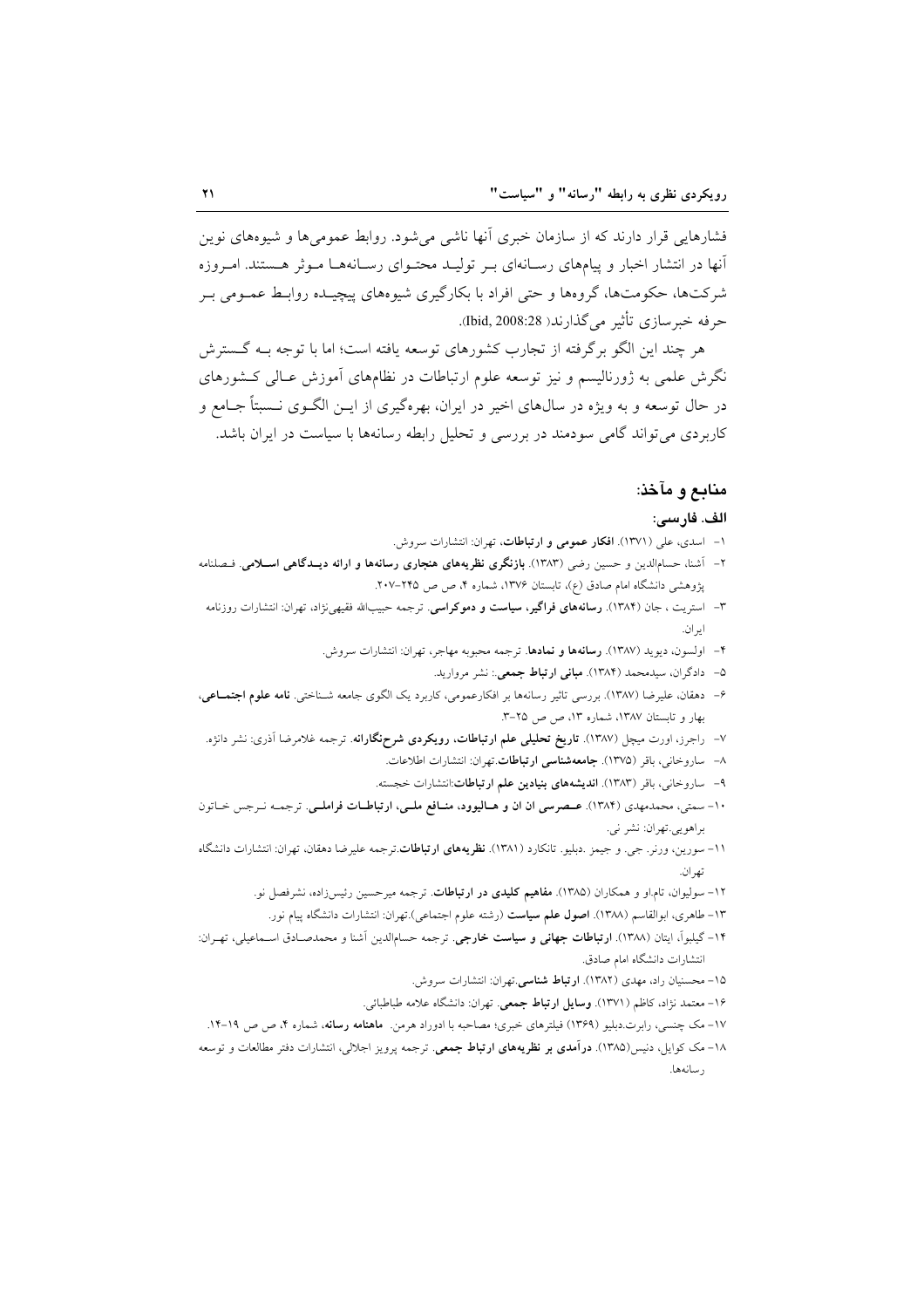فشارهایی قرار دارند که از سازمان خبری آنها ناشی می‌شود. روابط عمومی‌ها و شیوه‌های نوین آنها در انتشار اخبار و پیام‌های رسانه‌ای بر تولید محتوای رسانه‌ها موثر هستند. امروزه شرکت‌ها، حکومت‌ها، گروه‌ها و حتی افراد با بکارگیری شیوه‌های پیچیده روابط عمومی بر حرفه خبرسازی تأثیر می‌گذارند( Ibid, 2008:28).

هر چند این الگو برگرفته از تجارب کشورهای توسعه یافته است؛ اما با توجه به گسترش نگرش علمی به ژورنالیسم و نیز توسعه علوم ارتباطات در نظام‌های آموزش عالی کشورهای در حال توسعه و به ویژه در سال‌های اخیر در ایران، بهره‌گیری از این الگوی نسبتاً جامع و کاربردی می‌تواند گامی سودمند در بررسی و تحلیل رابطه رسانه‌ها با سیاست در ایران باشد.

## منابع و مآخذ:

### الف. فارسی:

۱- اسدی، علی (۱۳۷۱). **افکار عمومی و ارتباطات**، تهران: انتشارات سروش.

۲- آشنا، حسام‌الدین و حسین رضی (۱۳۸۳). **بازنگری نظریه‌های هنجاری رسانه‌ها و ارائه دیدگاهی اسلامی**. فصلنامه پژوهشی دانشگاه امام صادق (ع)، تابستان ۱۳۷۶، شماره ۴، ص ص ۲۴۵-۲۰۷.

۳- استریت ، جان (۱۳۸۴). **رسانه‌های فراگیر، سیاست و دموکراسی**. ترجمه حبیب‌الله فقیهی‌نژاد، تهران: انتشارات روزنامه ایران.

۴- اولسون، دیوید (۱۳۸۷). **رسانه‌ها و نمادها**. ترجمه محبوبه مهاجر، تهران: انتشارات سروش.

۵- دادگران، سیدمحمد (۱۳۸۴). **مبانی ارتباط جمعی**.: نشر مروارید.

۶- دهقان، علیرضا (۱۳۸۷). بررسی تاثیر رسانه‌ها بر افکارعمومی، کاربرد یک الگوی جامعه شناختی. **نامه علوم اجتماعی**، بهار و تابستان ۱۳۸۷، شماره ۱۳، ص ص ۲۵-۳.

۷- راجرز، اورت میچل (۱۳۸۷). **تاریخ تحلیلی علم ارتباطات، رویکردی شرح‌نگارانه**. ترجمه غلامرضا آذری: نشر دانژه.

۸- ساروخانی، باقر (۱۳۷۵). **جامعه‌شناسی ارتباطات**.تهران: انتشارات اطلاعات.

۹- ساروخانی، باقر (۱۳۸۳). **اندیشه‌های بنیادین علم ارتباطات**:انتشارات خجسته.

۱۰- سمتی، محمدمهدی (۱۳۸۴). **عصرسی ان ان و هالیوود، منافع ملی، ارتباطات فراملی**. ترجمه نرجس خاتون براهویی.تهران: نشر نی.

۱۱- سورین، ورنر. جی. و جیمز .دبلیو. تانکارد (۱۳۸۱). **نظریه‌های ارتباطات**.ترجمه علیرضا دهقان، تهران: انتشارات دانشگاه تهران.

۱۲- سولیوان، تام.او و همکاران (۱۳۸۵). **مفاهیم کلیدی در ارتباطات**. ترجمه میرحسین رئیس‌زاده، نشرفصل نو.

۱۳- طاهری، ابوالقاسم (۱۳۸۸). **اصول علم سیاست** (رشته علوم اجتماعی).تهران: انتشارات دانشگاه پیام نور.

۱۴- گیلبوآ، ایتان (۱۳۸۸). **ارتباطات جهانی و سیاست خارجی**. ترجمه حسام‌الدین آشنا و محمدصادق اسماعیلی، تهران: انتشارات دانشگاه امام صادق.

۱۵- محسنیان راد، مهدی (۱۳۸۲). **ارتباط شناسی**.تهران: انتشارات سروش.

۱۶- معتمد نژاد، کاظم (۱۳۷۱). **وسایل ارتباط جمعی**. تهران: دانشگاه علامه طباطبائی.

۱۷- مک چنسی، رابرت.دبلیو (۱۳۶۹) فیلترهای خبری؛ مصاحبه با ادوراد هرمن. **ماهنامه رسانه**، شماره ۴، ص ص ۱۹-۱۴.

۱۸- مک کوایل، دنیس(۱۳۸۵). **درآمدی بر نظریه‌های ارتباط جمعی**. ترجمه پرویز اجلالی، انتشارات دفتر مطالعات و توسعه رسانه‌ها.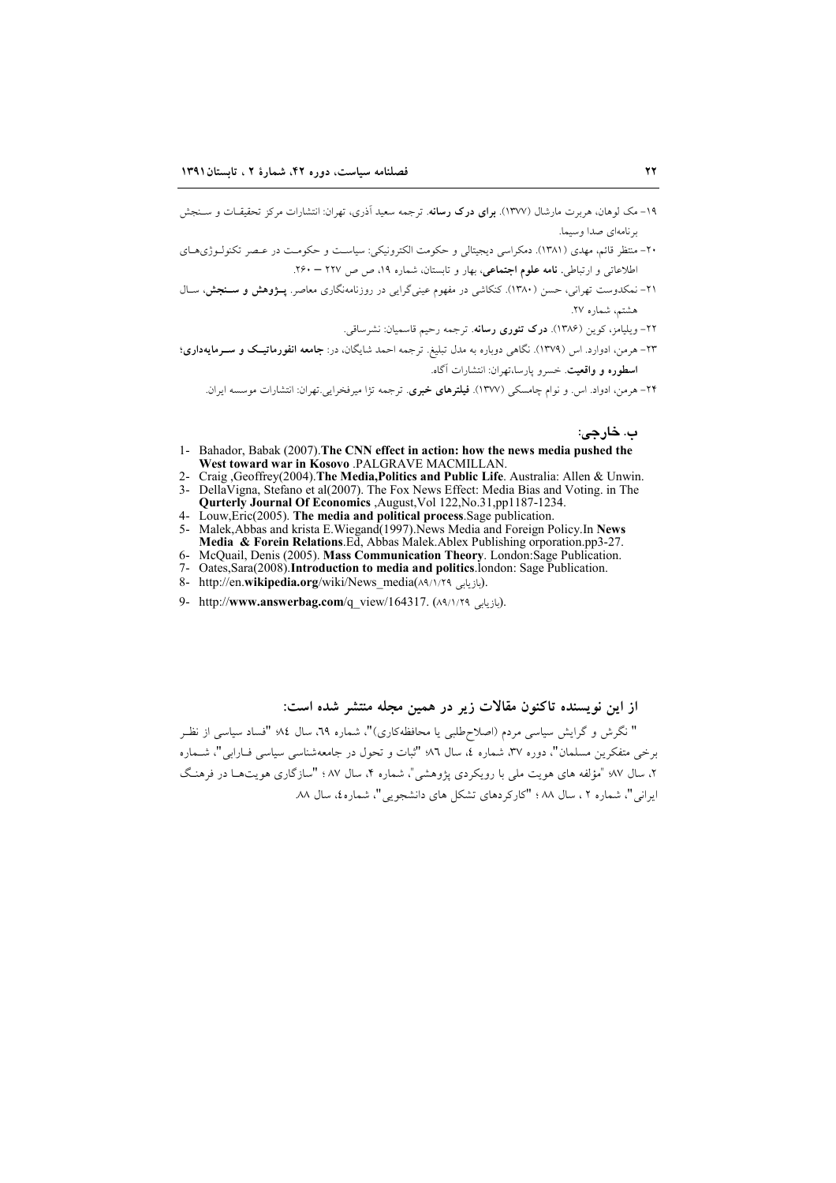۱۹– مک لوهان، هربرت مارشال (۱۳۷۷). **برای درک رسانه**. ترجمه سعید آذری، تهران: انتشارات مرکز تحقیقات و سنجش برنامه‌ای صدا وسیما.

۲۰– منتظر قائم، مهدی (۱۳۸۱). دمکراسی دیجیتالی و حکومت الکترونیکی: سیاست و حکومت در عصر تکنولوژی‌های اطلاعاتی و ارتباطی. **نامه علوم اجتماعی**، بهار و تابستان، شماره ۱۹، ص ص ۲۲۷ – ۲۶۰.

۲۱– نمکدوست تهرانی، حسن (۱۳۸۰). کنکاشی در مفهوم عینی‌گرایی در روزنامه‌نگاری معاصر. **پـژوهش و سـنجش**، سال هشتم، شماره ۲۷.

۲۲– ویلیامز، کوین (۱۳۸۶). **درک تئوری رسانه**. ترجمه رحیم قاسمیان: نشرساقی.

۲۳– هرمن، ادوارد. اس (۱۳۷۹). نگاهی دوباره به مدل تبلیغ. ترجمه احمد شایگان، در: **جامعه انفورماتیـک و سـرمایه‌داری؛ اسطوره و واقعیت**. خسرو پارسا،تهران: انتشارات آگاه.

۲۴– هرمن، ادواد. اس. و نوام چامسکی (۱۳۷۷). **فیلترهای خبری**. ترجمه تژا میرفخرایی.تهران: انتشارات موسسه ایران.

### ب. خارجی:

1- Bahador, Babak (2007).**The CNN effect in action: how the news media pushed the West toward war in Kosovo** .PALGRAVE MACMILLAN.
2- Craig ,Geoffrey(2004).**The Media,Politics and Public Life**. Australia: Allen & Unwin.
3- DellaVigna, Stefano et al(2007). The Fox News Effect: Media Bias and Voting. in The **Qurterly Journal Of Economics** ,August,Vol 122,No.31,pp1187-1234.
4- Louw,Eric(2005). **The media and political process**.Sage publication.
5- Malek,Abbas and krista E.Wiegand(1997).News Media and Foreign Policy.In **News Media & Forein Relations**.Ed, Abbas Malek.Ablex Publishing orporation.pp3-27.
6- McQuail, Denis (2005). **Mass Communication Theory**. London:Sage Publication.
7- Oates,Sara(2008).**Introduction to media and politics**.london: Sage Publication.
8- http://en.**wikipedia.org**/wiki/News_media(بازیابی ۸۹/۱/۲۹).
9- http://**www.answerbag.com**/q_view/164317. (بازیابی ۸۹/۱/۲۹).

### از این نویسنده تاکنون مقالات زیر در همین مجله منتشر شده است:

" نگرش و گرایش سیاسی مردم (اصلاح‌طلبی یا محافظه‌کاری)"، شماره ٦٩، سال ٨٤؛ "فساد سیاسی از نظـر برخی متفکرین مسلمان"، دوره ۳۷، شماره ٤، سال ٨٦؛ "ثبات و تحول در جامعه‌شناسی سیاسی فـارابی"، شـماره ۲، سال ۸۷؛ "مؤلفه های هویت ملی با رویکردی پژوهشی"، شماره ۴، سال ۸۷ ؛ "سازگاری هویت‌ها در فرهنـگ ایرانی"، شماره ۲ ، سال ۸۸ ؛ "کارکردهای تشکل های دانشجویی"، شماره٤، سال ۸۸.